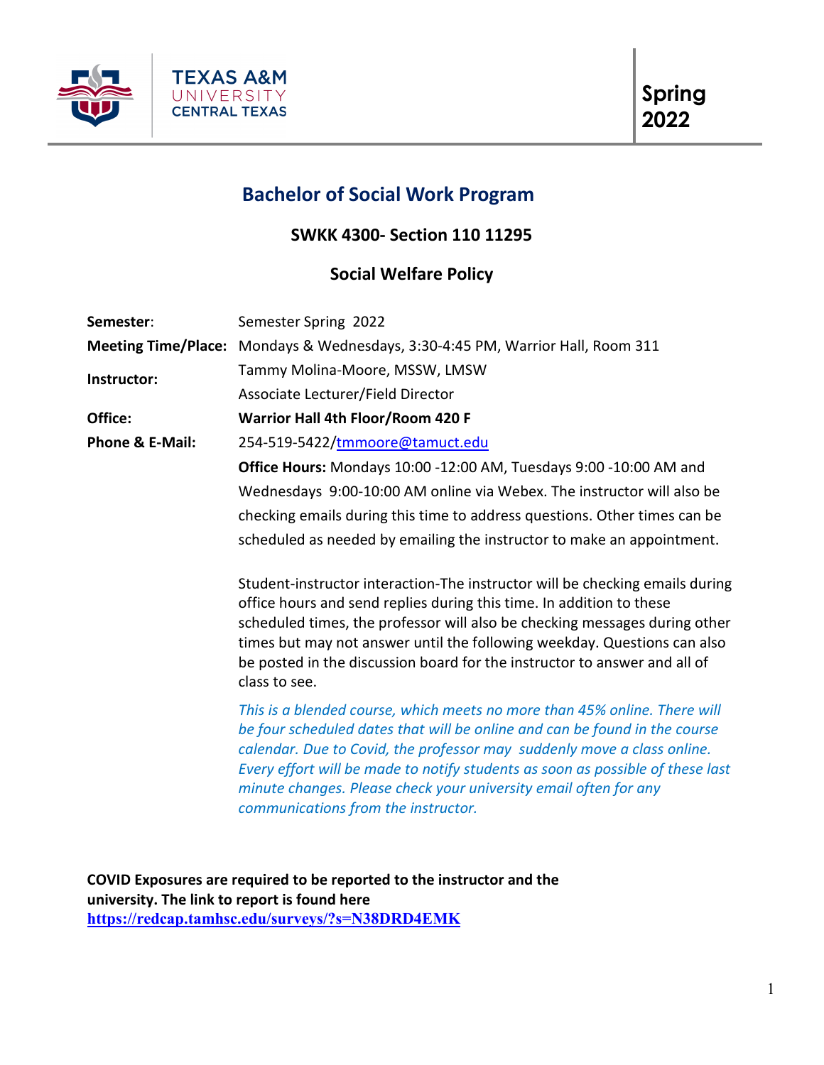TEXAS A&M UNIVERSITY CENTRAL TEXAS

**Spring 2022**

# Bachelor of Social Work Program

## SWKK 4300- Section 110 11295

## Social Welfare Policy

**Semester**: Semester Spring 2022

**Meeting Time/Place:** Mondays & Wednesdays, 3:30-4:45 PM, Warrior Hall, Room 311

**Instructor:** Tammy Molina-Moore, MSSW, LMSW
Associate Lecturer/Field Director

**Office:** **Warrior Hall 4th Floor/Room 420 F**

**Phone & E-Mail:** 254-519-5422/tmmoore@tamuct.edu

**Office Hours:** Mondays 10:00 -12:00 AM, Tuesdays 9:00 -10:00 AM and Wednesdays 9:00-10:00 AM online via Webex. The instructor will also be checking emails during this time to address questions. Other times can be scheduled as needed by emailing the instructor to make an appointment.

Student-instructor interaction-The instructor will be checking emails during office hours and send replies during this time. In addition to these scheduled times, the professor will also be checking messages during other times but may not answer until the following weekday. Questions can also be posted in the discussion board for the instructor to answer and all of class to see.

*This is a blended course, which meets no more than 45% online. There will be four scheduled dates that will be online and can be found in the course calendar. Due to Covid, the professor may suddenly move a class online. Every effort will be made to notify students as soon as possible of these last minute changes. Please check your university email often for any communications from the instructor.*

**COVID Exposures are required to be reported to the instructor and the university. The link to report is found here**
**https://redcap.tamhsc.edu/surveys/?s=N38DRD4EMK**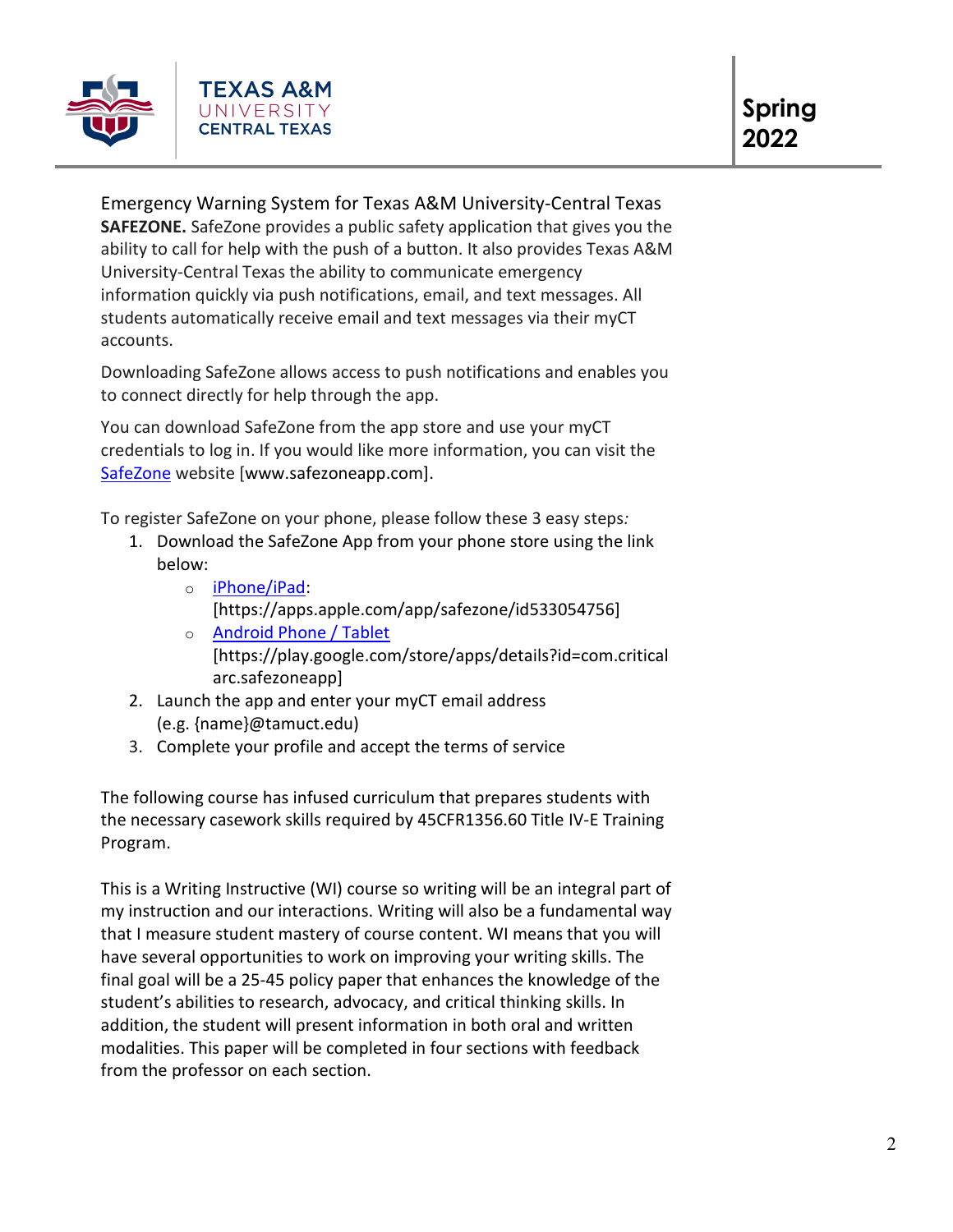Emergency Warning System for Texas A&M University-Central Texas

**SAFEZONE.** SafeZone provides a public safety application that gives you the ability to call for help with the push of a button. It also provides Texas A&M University-Central Texas the ability to communicate emergency information quickly via push notifications, email, and text messages. All students automatically receive email and text messages via their myCT accounts.

Downloading SafeZone allows access to push notifications and enables you to connect directly for help through the app.

You can download SafeZone from the app store and use your myCT credentials to log in. If you would like more information, you can visit the [SafeZone](http://www.safezoneapp.com) website [www.safezoneapp.com].

To register SafeZone on your phone, please follow these 3 easy steps*:*

1. Download the SafeZone App from your phone store using the link below:
   - [iPhone/iPad](https://apps.apple.com/app/safezone/id533054756): [https://apps.apple.com/app/safezone/id533054756]
   - [Android Phone / Tablet](https://play.google.com/store/apps/details?id=com.criticalarc.safezoneapp) [https://play.google.com/store/apps/details?id=com.criticalarc.safezoneapp]
2. Launch the app and enter your myCT email address (e.g. {name}@tamuct.edu)
3. Complete your profile and accept the terms of service

The following course has infused curriculum that prepares students with the necessary casework skills required by 45CFR1356.60 Title IV-E Training Program.

This is a Writing Instructive (WI) course so writing will be an integral part of my instruction and our interactions. Writing will also be a fundamental way that I measure student mastery of course content. WI means that you will have several opportunities to work on improving your writing skills. The final goal will be a 25-45 policy paper that enhances the knowledge of the student's abilities to research, advocacy, and critical thinking skills. In addition, the student will present information in both oral and written modalities. This paper will be completed in four sections with feedback from the professor on each section.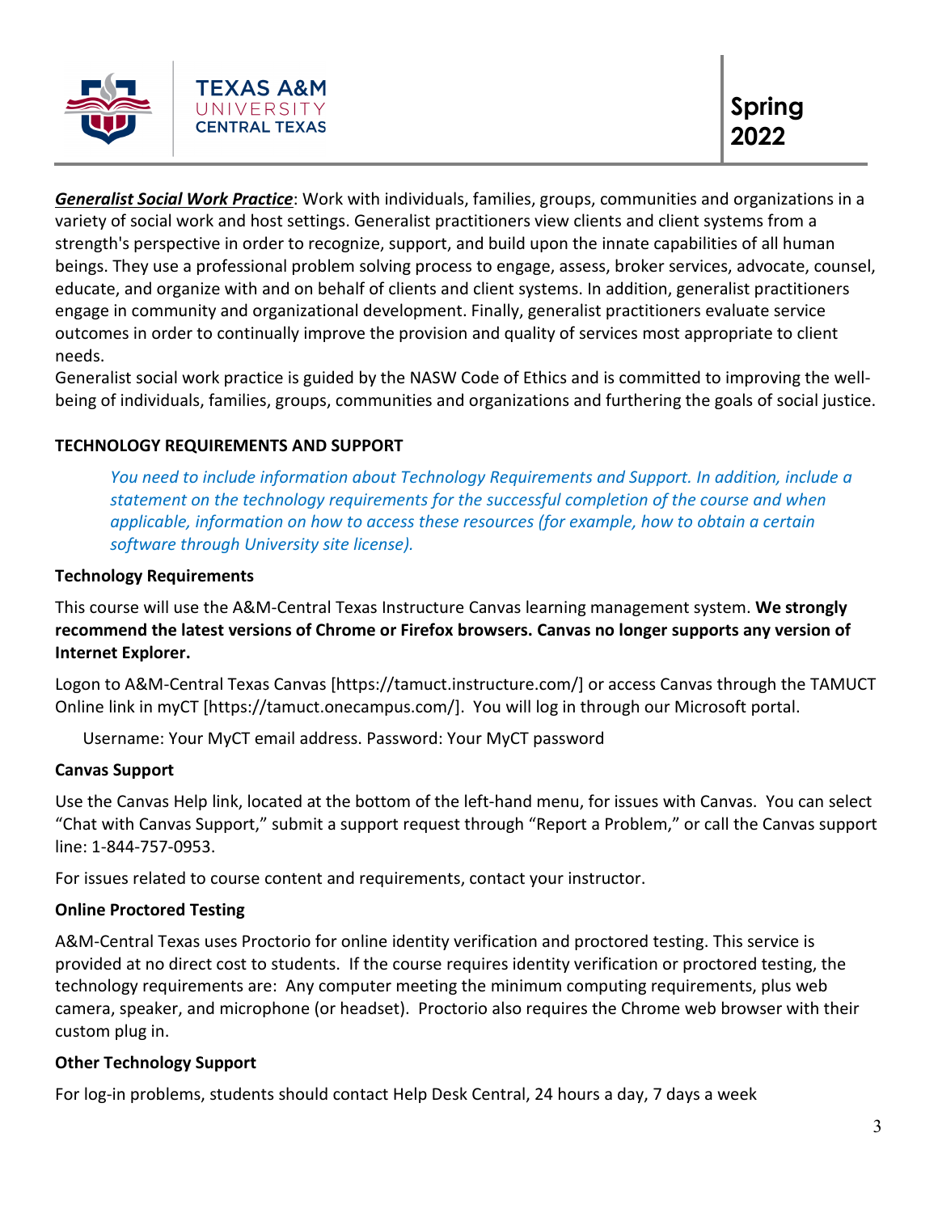***Generalist Social Work Practice***: Work with individuals, families, groups, communities and organizations in a variety of social work and host settings. Generalist practitioners view clients and client systems from a strength's perspective in order to recognize, support, and build upon the innate capabilities of all human beings. They use a professional problem solving process to engage, assess, broker services, advocate, counsel, educate, and organize with and on behalf of clients and client systems. In addition, generalist practitioners engage in community and organizational development. Finally, generalist practitioners evaluate service outcomes in order to continually improve the provision and quality of services most appropriate to client needs.

Generalist social work practice is guided by the NASW Code of Ethics and is committed to improving the well-being of individuals, families, groups, communities and organizations and furthering the goals of social justice.

**TECHNOLOGY REQUIREMENTS AND SUPPORT**

*You need to include information about Technology Requirements and Support. In addition, include a statement on the technology requirements for the successful completion of the course and when applicable, information on how to access these resources (for example, how to obtain a certain software through University site license).*

**Technology Requirements**

This course will use the A&M-Central Texas Instructure Canvas learning management system. **We strongly recommend the latest versions of Chrome or Firefox browsers. Canvas no longer supports any version of Internet Explorer.**

Logon to A&M-Central Texas Canvas [https://tamuct.instructure.com/] or access Canvas through the TAMUCT Online link in myCT [https://tamuct.onecampus.com/]. You will log in through our Microsoft portal.

Username: Your MyCT email address. Password: Your MyCT password

**Canvas Support**

Use the Canvas Help link, located at the bottom of the left-hand menu, for issues with Canvas. You can select "Chat with Canvas Support," submit a support request through "Report a Problem," or call the Canvas support line: 1-844-757-0953.

For issues related to course content and requirements, contact your instructor.

**Online Proctored Testing**

A&M-Central Texas uses Proctorio for online identity verification and proctored testing. This service is provided at no direct cost to students. If the course requires identity verification or proctored testing, the technology requirements are: Any computer meeting the minimum computing requirements, plus web camera, speaker, and microphone (or headset). Proctorio also requires the Chrome web browser with their custom plug in.

**Other Technology Support**

For log-in problems, students should contact Help Desk Central, 24 hours a day, 7 days a week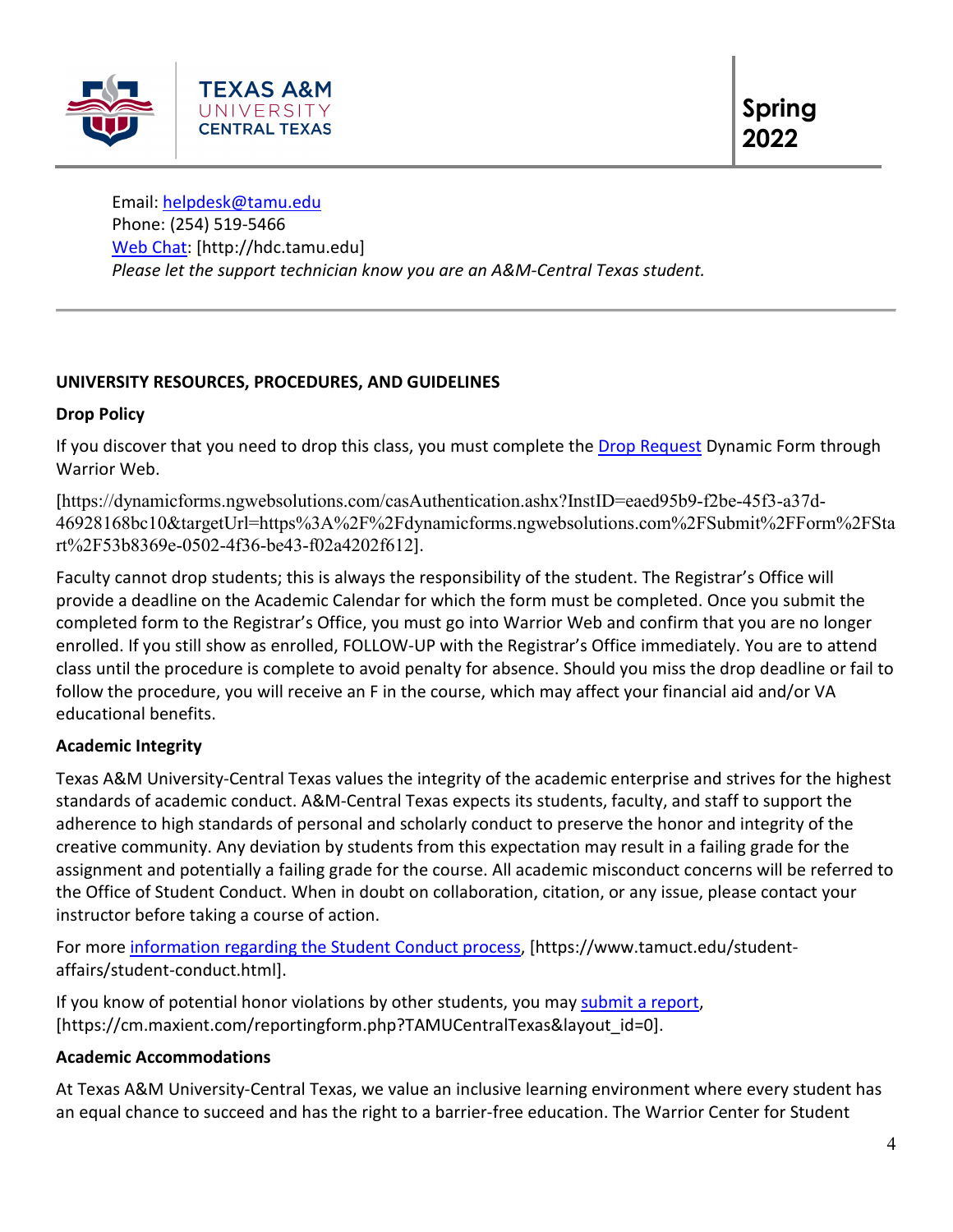Email: [helpdesk@tamu.edu](mailto:helpdesk@tamu.edu)
Phone: (254) 519-5466
[Web Chat](http://hdc.tamu.edu): [http://hdc.tamu.edu]
*Please let the support technician know you are an A&M-Central Texas student.*

---

## UNIVERSITY RESOURCES, PROCEDURES, AND GUIDELINES

### Drop Policy

If you discover that you need to drop this class, you must complete the [Drop Request](https://dynamicforms.ngwebsolutions.com/casAuthentication.ashx?InstID=eaed95b9-f2be-45f3-a37d-46928168bc10&targetUrl=https%3A%2F%2Fdynamicforms.ngwebsolutions.com%2FSubmit%2FForm%2FStart%2F53b8369e-0502-4f36-be43-f02a4202f612) Dynamic Form through Warrior Web.

[https://dynamicforms.ngwebsolutions.com/casAuthentication.ashx?InstID=eaed95b9-f2be-45f3-a37d-46928168bc10&targetUrl=https%3A%2F%2Fdynamicforms.ngwebsolutions.com%2FSubmit%2FForm%2FStart%2F53b8369e-0502-4f36-be43-f02a4202f612].

Faculty cannot drop students; this is always the responsibility of the student. The Registrar's Office will provide a deadline on the Academic Calendar for which the form must be completed. Once you submit the completed form to the Registrar's Office, you must go into Warrior Web and confirm that you are no longer enrolled. If you still show as enrolled, FOLLOW-UP with the Registrar's Office immediately. You are to attend class until the procedure is complete to avoid penalty for absence. Should you miss the drop deadline or fail to follow the procedure, you will receive an F in the course, which may affect your financial aid and/or VA educational benefits.

### Academic Integrity

Texas A&M University-Central Texas values the integrity of the academic enterprise and strives for the highest standards of academic conduct. A&M-Central Texas expects its students, faculty, and staff to support the adherence to high standards of personal and scholarly conduct to preserve the honor and integrity of the creative community. Any deviation by students from this expectation may result in a failing grade for the assignment and potentially a failing grade for the course. All academic misconduct concerns will be referred to the Office of Student Conduct. When in doubt on collaboration, citation, or any issue, please contact your instructor before taking a course of action.

For more [information regarding the Student Conduct process](https://www.tamuct.edu/student-affairs/student-conduct.html), [https://www.tamuct.edu/student-affairs/student-conduct.html].

If you know of potential honor violations by other students, you may [submit a report](https://cm.maxient.com/reportingform.php?TAMUCentralTexas&layout_id=0), [https://cm.maxient.com/reportingform.php?TAMUCentralTexas&layout_id=0].

### Academic Accommodations

At Texas A&M University-Central Texas, we value an inclusive learning environment where every student has an equal chance to succeed and has the right to a barrier-free education. The Warrior Center for Student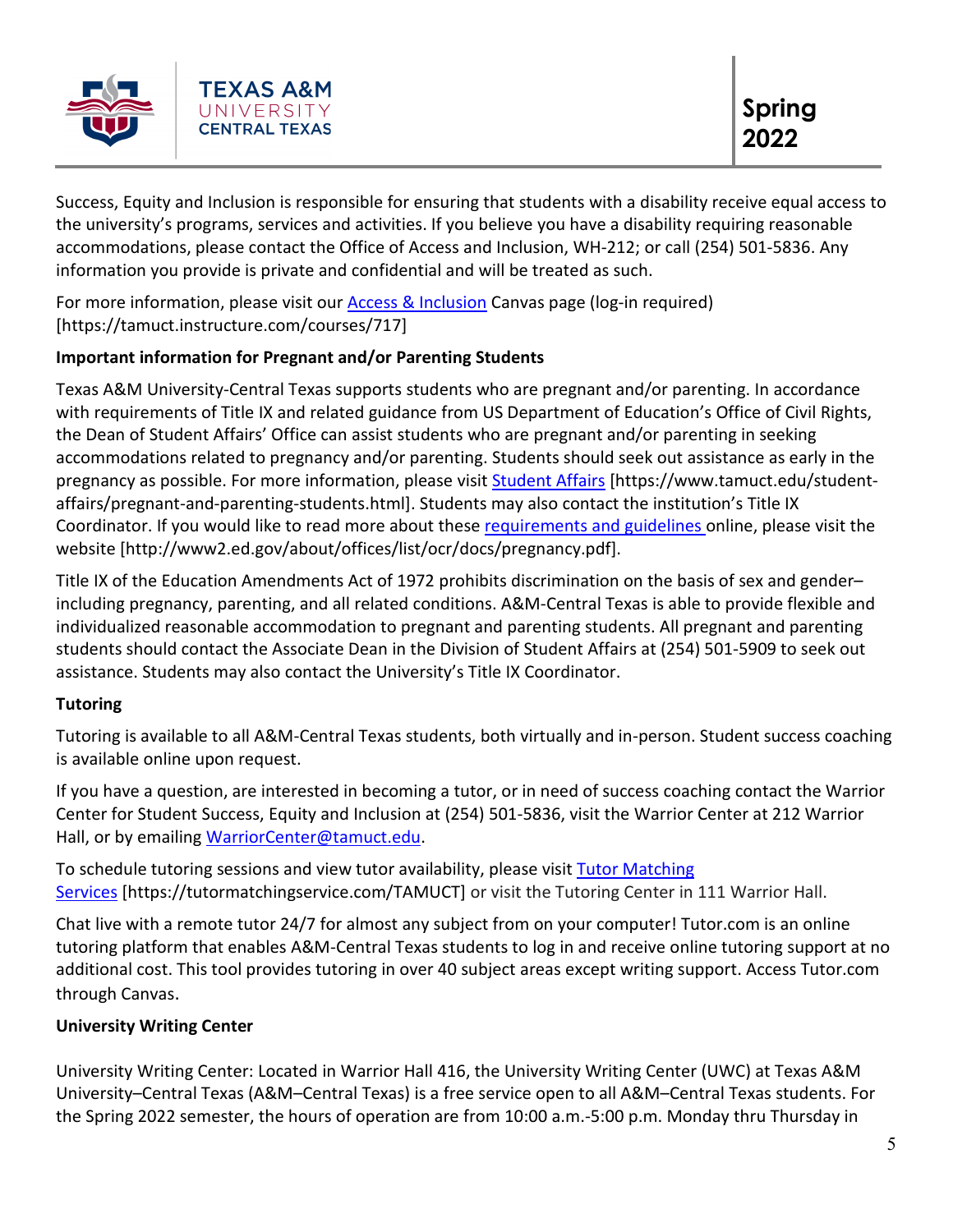Success, Equity and Inclusion is responsible for ensuring that students with a disability receive equal access to the university's programs, services and activities. If you believe you have a disability requiring reasonable accommodations, please contact the Office of Access and Inclusion, WH-212; or call (254) 501-5836. Any information you provide is private and confidential and will be treated as such.

For more information, please visit our Access & Inclusion Canvas page (log-in required) [https://tamuct.instructure.com/courses/717]

**Important information for Pregnant and/or Parenting Students**

Texas A&M University-Central Texas supports students who are pregnant and/or parenting. In accordance with requirements of Title IX and related guidance from US Department of Education's Office of Civil Rights, the Dean of Student Affairs' Office can assist students who are pregnant and/or parenting in seeking accommodations related to pregnancy and/or parenting. Students should seek out assistance as early in the pregnancy as possible. For more information, please visit Student Affairs [https://www.tamuct.edu/student-affairs/pregnant-and-parenting-students.html]. Students may also contact the institution's Title IX Coordinator. If you would like to read more about these requirements and guidelines online, please visit the website [http://www2.ed.gov/about/offices/list/ocr/docs/pregnancy.pdf].

Title IX of the Education Amendments Act of 1972 prohibits discrimination on the basis of sex and gender–including pregnancy, parenting, and all related conditions. A&M-Central Texas is able to provide flexible and individualized reasonable accommodation to pregnant and parenting students. All pregnant and parenting students should contact the Associate Dean in the Division of Student Affairs at (254) 501-5909 to seek out assistance. Students may also contact the University's Title IX Coordinator.

**Tutoring**

Tutoring is available to all A&M-Central Texas students, both virtually and in-person. Student success coaching is available online upon request.

If you have a question, are interested in becoming a tutor, or in need of success coaching contact the Warrior Center for Student Success, Equity and Inclusion at (254) 501-5836, visit the Warrior Center at 212 Warrior Hall, or by emailing WarriorCenter@tamuct.edu.

To schedule tutoring sessions and view tutor availability, please visit Tutor Matching Services [https://tutormatchingservice.com/TAMUCT] or visit the Tutoring Center in 111 Warrior Hall.

Chat live with a remote tutor 24/7 for almost any subject from on your computer! Tutor.com is an online tutoring platform that enables A&M-Central Texas students to log in and receive online tutoring support at no additional cost. This tool provides tutoring in over 40 subject areas except writing support. Access Tutor.com through Canvas.

**University Writing Center**

University Writing Center: Located in Warrior Hall 416, the University Writing Center (UWC) at Texas A&M University–Central Texas (A&M–Central Texas) is a free service open to all A&M–Central Texas students. For the Spring 2022 semester, the hours of operation are from 10:00 a.m.-5:00 p.m. Monday thru Thursday in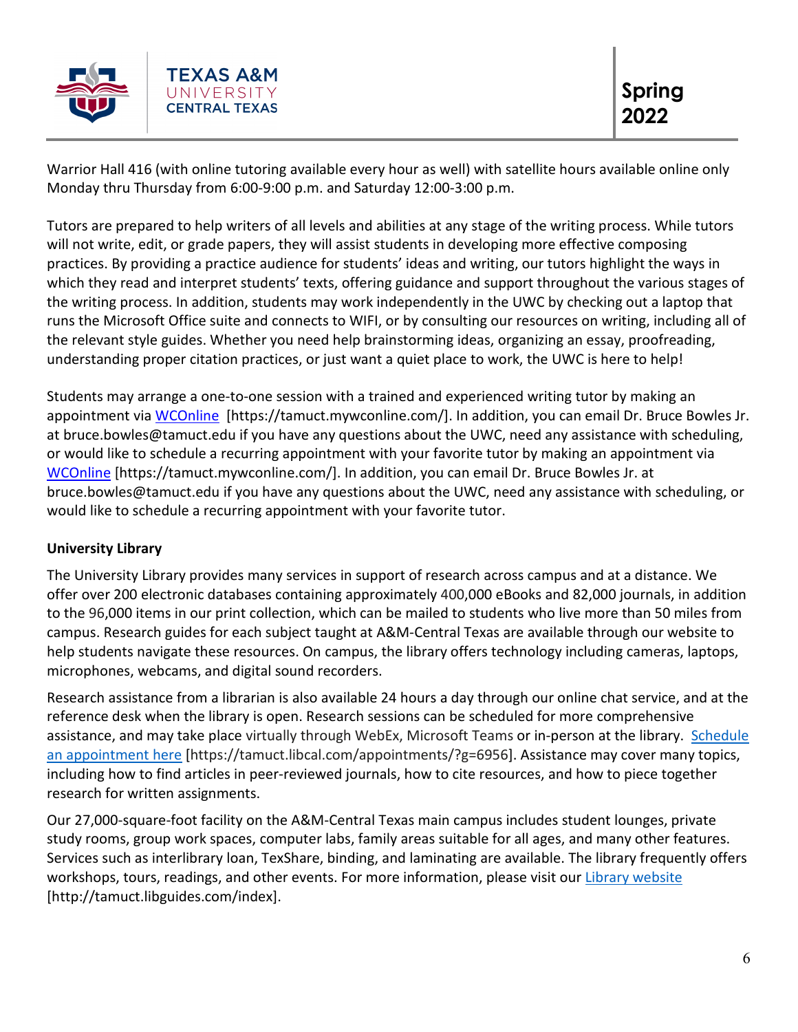Warrior Hall 416 (with online tutoring available every hour as well) with satellite hours available online only Monday thru Thursday from 6:00-9:00 p.m. and Saturday 12:00-3:00 p.m.

Tutors are prepared to help writers of all levels and abilities at any stage of the writing process. While tutors will not write, edit, or grade papers, they will assist students in developing more effective composing practices. By providing a practice audience for students' ideas and writing, our tutors highlight the ways in which they read and interpret students' texts, offering guidance and support throughout the various stages of the writing process. In addition, students may work independently in the UWC by checking out a laptop that runs the Microsoft Office suite and connects to WIFI, or by consulting our resources on writing, including all of the relevant style guides. Whether you need help brainstorming ideas, organizing an essay, proofreading, understanding proper citation practices, or just want a quiet place to work, the UWC is here to help!

Students may arrange a one-to-one session with a trained and experienced writing tutor by making an appointment via WCOnline [https://tamuct.mywconline.com/]. In addition, you can email Dr. Bruce Bowles Jr. at bruce.bowles@tamuct.edu if you have any questions about the UWC, need any assistance with scheduling, or would like to schedule a recurring appointment with your favorite tutor by making an appointment via WCOnline [https://tamuct.mywconline.com/]. In addition, you can email Dr. Bruce Bowles Jr. at bruce.bowles@tamuct.edu if you have any questions about the UWC, need any assistance with scheduling, or would like to schedule a recurring appointment with your favorite tutor.

**University Library**

The University Library provides many services in support of research across campus and at a distance. We offer over 200 electronic databases containing approximately 400,000 eBooks and 82,000 journals, in addition to the 96,000 items in our print collection, which can be mailed to students who live more than 50 miles from campus. Research guides for each subject taught at A&M-Central Texas are available through our website to help students navigate these resources. On campus, the library offers technology including cameras, laptops, microphones, webcams, and digital sound recorders.

Research assistance from a librarian is also available 24 hours a day through our online chat service, and at the reference desk when the library is open. Research sessions can be scheduled for more comprehensive assistance, and may take place virtually through WebEx, Microsoft Teams or in-person at the library. Schedule an appointment here [https://tamuct.libcal.com/appointments/?g=6956]. Assistance may cover many topics, including how to find articles in peer-reviewed journals, how to cite resources, and how to piece together research for written assignments.

Our 27,000-square-foot facility on the A&M-Central Texas main campus includes student lounges, private study rooms, group work spaces, computer labs, family areas suitable for all ages, and many other features. Services such as interlibrary loan, TexShare, binding, and laminating are available. The library frequently offers workshops, tours, readings, and other events. For more information, please visit our Library website [http://tamuct.libguides.com/index].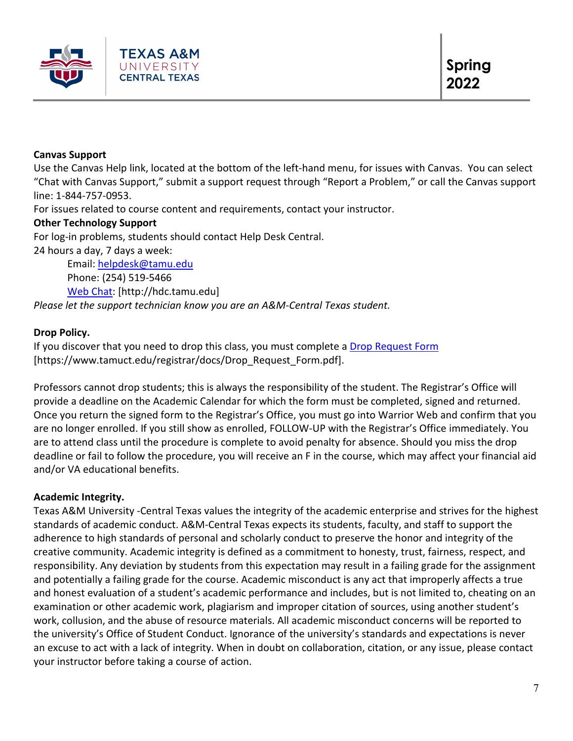**Canvas Support**

Use the Canvas Help link, located at the bottom of the left-hand menu, for issues with Canvas. You can select "Chat with Canvas Support," submit a support request through "Report a Problem," or call the Canvas support line: 1-844-757-0953.

For issues related to course content and requirements, contact your instructor.

**Other Technology Support**

For log-in problems, students should contact Help Desk Central.

24 hours a day, 7 days a week:

Email: helpdesk@tamu.edu
Phone: (254) 519-5466
Web Chat: [http://hdc.tamu.edu]

*Please let the support technician know you are an A&M-Central Texas student.*

**Drop Policy.**

If you discover that you need to drop this class, you must complete a Drop Request Form [https://www.tamuct.edu/registrar/docs/Drop_Request_Form.pdf].

Professors cannot drop students; this is always the responsibility of the student. The Registrar's Office will provide a deadline on the Academic Calendar for which the form must be completed, signed and returned. Once you return the signed form to the Registrar's Office, you must go into Warrior Web and confirm that you are no longer enrolled. If you still show as enrolled, FOLLOW-UP with the Registrar's Office immediately. You are to attend class until the procedure is complete to avoid penalty for absence. Should you miss the drop deadline or fail to follow the procedure, you will receive an F in the course, which may affect your financial aid and/or VA educational benefits.

**Academic Integrity.**

Texas A&M University -Central Texas values the integrity of the academic enterprise and strives for the highest standards of academic conduct. A&M-Central Texas expects its students, faculty, and staff to support the adherence to high standards of personal and scholarly conduct to preserve the honor and integrity of the creative community. Academic integrity is defined as a commitment to honesty, trust, fairness, respect, and responsibility. Any deviation by students from this expectation may result in a failing grade for the assignment and potentially a failing grade for the course. Academic misconduct is any act that improperly affects a true and honest evaluation of a student's academic performance and includes, but is not limited to, cheating on an examination or other academic work, plagiarism and improper citation of sources, using another student's work, collusion, and the abuse of resource materials. All academic misconduct concerns will be reported to the university's Office of Student Conduct. Ignorance of the university's standards and expectations is never an excuse to act with a lack of integrity. When in doubt on collaboration, citation, or any issue, please contact your instructor before taking a course of action.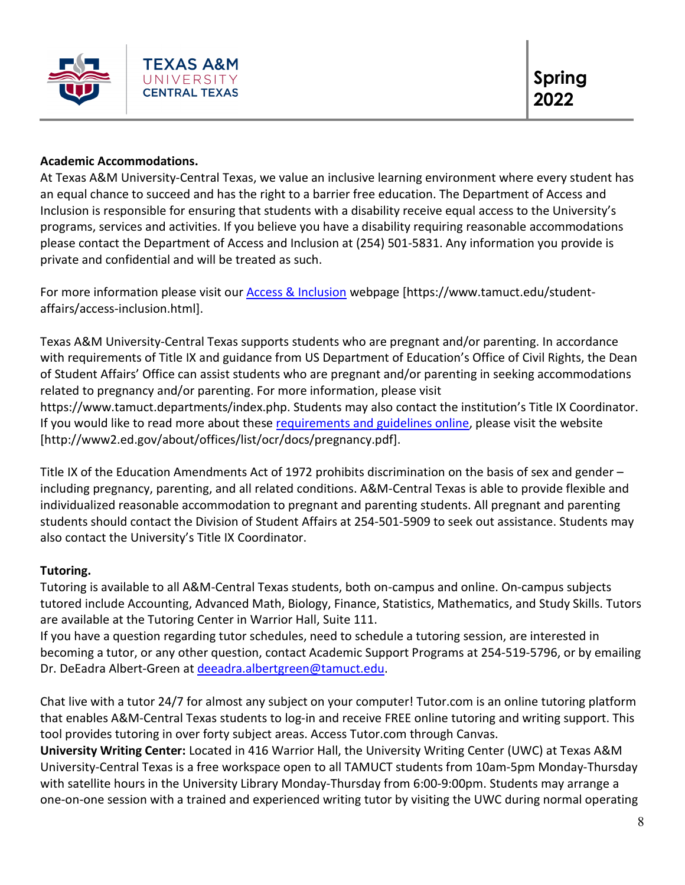**Academic Accommodations.**

At Texas A&M University-Central Texas, we value an inclusive learning environment where every student has an equal chance to succeed and has the right to a barrier free education. The Department of Access and Inclusion is responsible for ensuring that students with a disability receive equal access to the University's programs, services and activities. If you believe you have a disability requiring reasonable accommodations please contact the Department of Access and Inclusion at (254) 501-5831. Any information you provide is private and confidential and will be treated as such.

For more information please visit our Access & Inclusion webpage [https://www.tamuct.edu/student-affairs/access-inclusion.html].

Texas A&M University-Central Texas supports students who are pregnant and/or parenting. In accordance with requirements of Title IX and guidance from US Department of Education's Office of Civil Rights, the Dean of Student Affairs' Office can assist students who are pregnant and/or parenting in seeking accommodations related to pregnancy and/or parenting. For more information, please visit https://www.tamuct.departments/index.php. Students may also contact the institution's Title IX Coordinator. If you would like to read more about these requirements and guidelines online, please visit the website [http://www2.ed.gov/about/offices/list/ocr/docs/pregnancy.pdf].

Title IX of the Education Amendments Act of 1972 prohibits discrimination on the basis of sex and gender – including pregnancy, parenting, and all related conditions. A&M-Central Texas is able to provide flexible and individualized reasonable accommodation to pregnant and parenting students. All pregnant and parenting students should contact the Division of Student Affairs at 254-501-5909 to seek out assistance. Students may also contact the University's Title IX Coordinator.

**Tutoring.**

Tutoring is available to all A&M-Central Texas students, both on-campus and online. On-campus subjects tutored include Accounting, Advanced Math, Biology, Finance, Statistics, Mathematics, and Study Skills. Tutors are available at the Tutoring Center in Warrior Hall, Suite 111.

If you have a question regarding tutor schedules, need to schedule a tutoring session, are interested in becoming a tutor, or any other question, contact Academic Support Programs at 254-519-5796, or by emailing Dr. DeEadra Albert-Green at deeadra.albertgreen@tamuct.edu.

Chat live with a tutor 24/7 for almost any subject on your computer! Tutor.com is an online tutoring platform that enables A&M-Central Texas students to log-in and receive FREE online tutoring and writing support. This tool provides tutoring in over forty subject areas. Access Tutor.com through Canvas.

**University Writing Center:** Located in 416 Warrior Hall, the University Writing Center (UWC) at Texas A&M University-Central Texas is a free workspace open to all TAMUCT students from 10am-5pm Monday-Thursday with satellite hours in the University Library Monday-Thursday from 6:00-9:00pm. Students may arrange a one-on-one session with a trained and experienced writing tutor by visiting the UWC during normal operating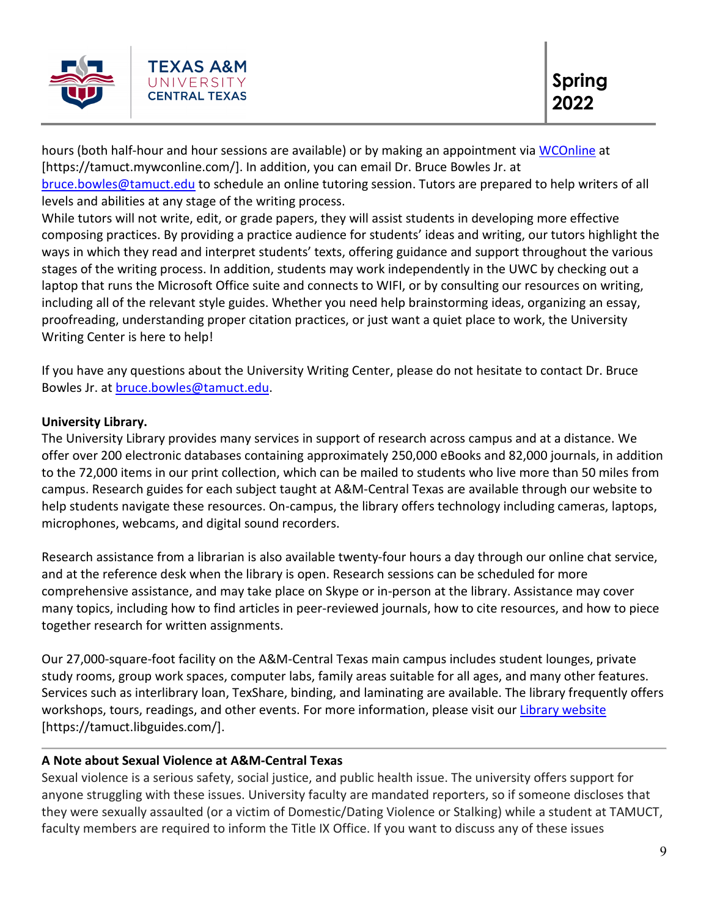hours (both half-hour and hour sessions are available) or by making an appointment via [WCOnline](https://tamuct.mywconline.com/) at [https://tamuct.mywconline.com/]. In addition, you can email Dr. Bruce Bowles Jr. at [bruce.bowles@tamuct.edu](mailto:bruce.bowles@tamuct.edu) to schedule an online tutoring session. Tutors are prepared to help writers of all levels and abilities at any stage of the writing process.

While tutors will not write, edit, or grade papers, they will assist students in developing more effective composing practices. By providing a practice audience for students' ideas and writing, our tutors highlight the ways in which they read and interpret students' texts, offering guidance and support throughout the various stages of the writing process. In addition, students may work independently in the UWC by checking out a laptop that runs the Microsoft Office suite and connects to WIFI, or by consulting our resources on writing, including all of the relevant style guides. Whether you need help brainstorming ideas, organizing an essay, proofreading, understanding proper citation practices, or just want a quiet place to work, the University Writing Center is here to help!

If you have any questions about the University Writing Center, please do not hesitate to contact Dr. Bruce Bowles Jr. at [bruce.bowles@tamuct.edu](mailto:bruce.bowles@tamuct.edu).

**University Library.**

The University Library provides many services in support of research across campus and at a distance. We offer over 200 electronic databases containing approximately 250,000 eBooks and 82,000 journals, in addition to the 72,000 items in our print collection, which can be mailed to students who live more than 50 miles from campus. Research guides for each subject taught at A&M-Central Texas are available through our website to help students navigate these resources. On-campus, the library offers technology including cameras, laptops, microphones, webcams, and digital sound recorders.

Research assistance from a librarian is also available twenty-four hours a day through our online chat service, and at the reference desk when the library is open. Research sessions can be scheduled for more comprehensive assistance, and may take place on Skype or in-person at the library. Assistance may cover many topics, including how to find articles in peer-reviewed journals, how to cite resources, and how to piece together research for written assignments.

Our 27,000-square-foot facility on the A&M-Central Texas main campus includes student lounges, private study rooms, group work spaces, computer labs, family areas suitable for all ages, and many other features. Services such as interlibrary loan, TexShare, binding, and laminating are available. The library frequently offers workshops, tours, readings, and other events. For more information, please visit our [Library website](https://tamuct.libguides.com/) [https://tamuct.libguides.com/].

---

**A Note about Sexual Violence at A&M-Central Texas**

Sexual violence is a serious safety, social justice, and public health issue. The university offers support for anyone struggling with these issues. University faculty are mandated reporters, so if someone discloses that they were sexually assaulted (or a victim of Domestic/Dating Violence or Stalking) while a student at TAMUCT, faculty members are required to inform the Title IX Office. If you want to discuss any of these issues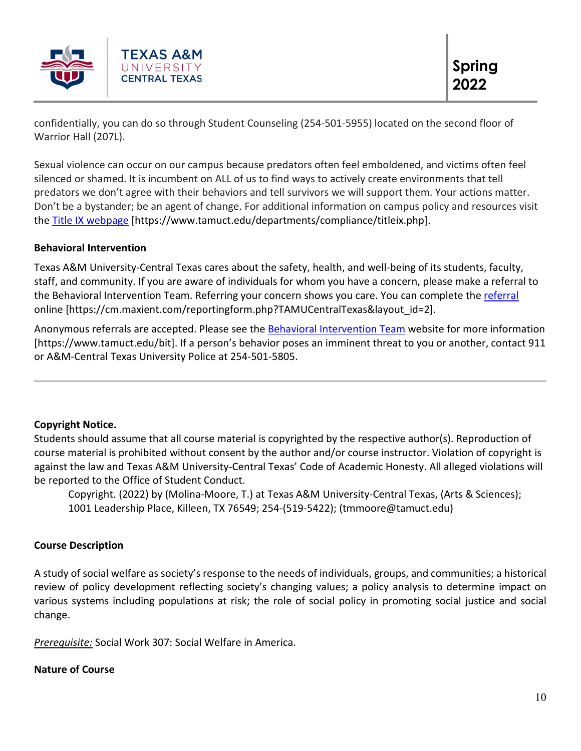confidentially, you can do so through Student Counseling (254-501-5955) located on the second floor of Warrior Hall (207L).

Sexual violence can occur on our campus because predators often feel emboldened, and victims often feel silenced or shamed. It is incumbent on ALL of us to find ways to actively create environments that tell predators we don't agree with their behaviors and tell survivors we will support them. Your actions matter. Don't be a bystander; be an agent of change. For additional information on campus policy and resources visit the Title IX webpage [https://www.tamuct.edu/departments/compliance/titleix.php].

**Behavioral Intervention**

Texas A&M University-Central Texas cares about the safety, health, and well-being of its students, faculty, staff, and community. If you are aware of individuals for whom you have a concern, please make a referral to the Behavioral Intervention Team. Referring your concern shows you care. You can complete the referral online [https://cm.maxient.com/reportingform.php?TAMUCentralTexas&layout_id=2].

Anonymous referrals are accepted. Please see the Behavioral Intervention Team website for more information [https://www.tamuct.edu/bit]. If a person's behavior poses an imminent threat to you or another, contact 911 or A&M-Central Texas University Police at 254-501-5805.

---

**Copyright Notice.**

Students should assume that all course material is copyrighted by the respective author(s). Reproduction of course material is prohibited without consent by the author and/or course instructor. Violation of copyright is against the law and Texas A&M University-Central Texas' Code of Academic Honesty. All alleged violations will be reported to the Office of Student Conduct.

Copyright. (2022) by (Molina-Moore, T.) at Texas A&M University-Central Texas, (Arts & Sciences); 1001 Leadership Place, Killeen, TX 76549; 254-(519-5422); (tmmoore@tamuct.edu)

**Course Description**

A study of social welfare as society's response to the needs of individuals, groups, and communities; a historical review of policy development reflecting society's changing values; a policy analysis to determine impact on various systems including populations at risk; the role of social policy in promoting social justice and social change.

*Prerequisite:* Social Work 307: Social Welfare in America.

**Nature of Course**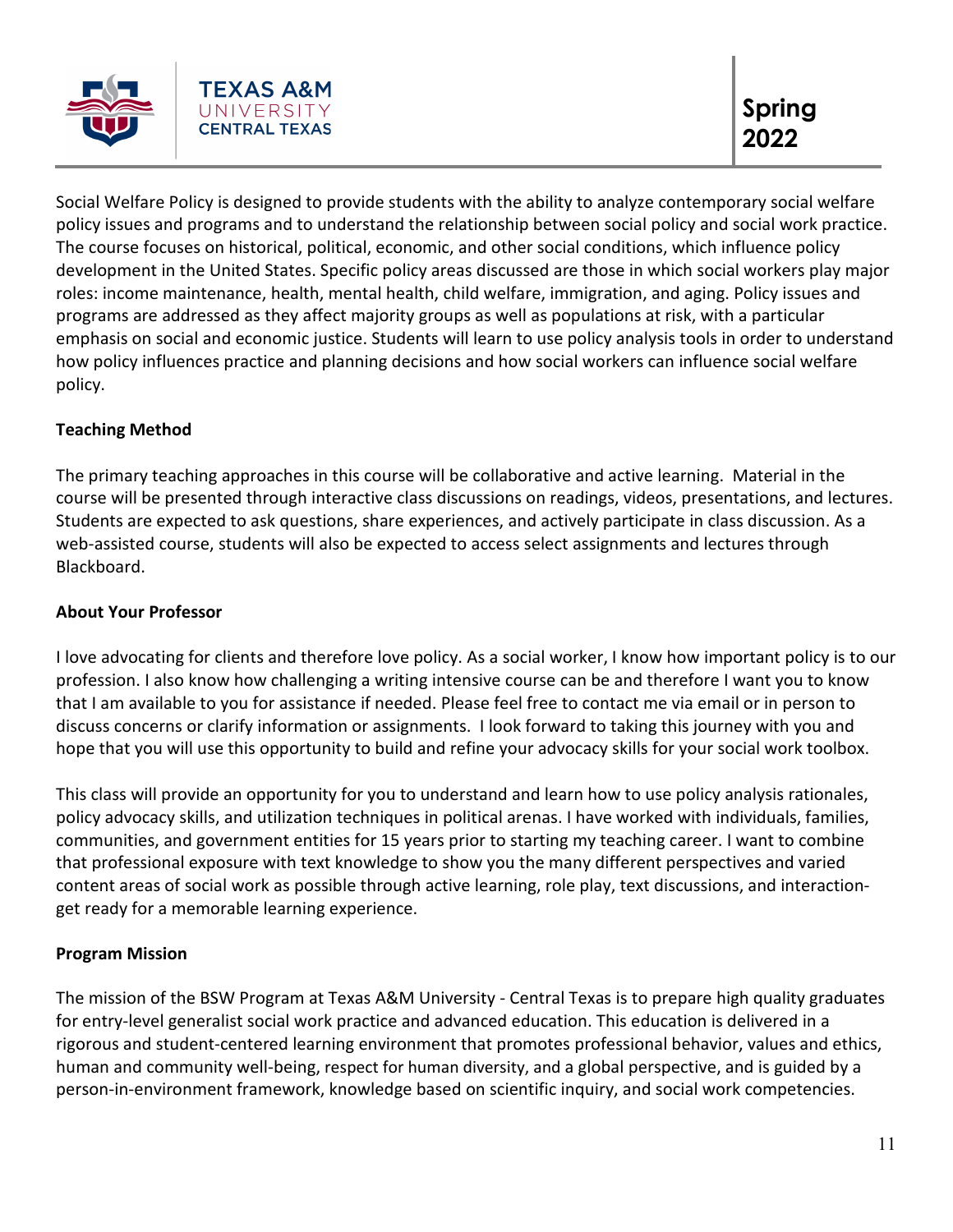Social Welfare Policy is designed to provide students with the ability to analyze contemporary social welfare policy issues and programs and to understand the relationship between social policy and social work practice. The course focuses on historical, political, economic, and other social conditions, which influence policy development in the United States. Specific policy areas discussed are those in which social workers play major roles: income maintenance, health, mental health, child welfare, immigration, and aging. Policy issues and programs are addressed as they affect majority groups as well as populations at risk, with a particular emphasis on social and economic justice. Students will learn to use policy analysis tools in order to understand how policy influences practice and planning decisions and how social workers can influence social welfare policy.

**Teaching Method**

The primary teaching approaches in this course will be collaborative and active learning. Material in the course will be presented through interactive class discussions on readings, videos, presentations, and lectures. Students are expected to ask questions, share experiences, and actively participate in class discussion. As a web-assisted course, students will also be expected to access select assignments and lectures through Blackboard.

**About Your Professor**

I love advocating for clients and therefore love policy. As a social worker, I know how important policy is to our profession. I also know how challenging a writing intensive course can be and therefore I want you to know that I am available to you for assistance if needed. Please feel free to contact me via email or in person to discuss concerns or clarify information or assignments. I look forward to taking this journey with you and hope that you will use this opportunity to build and refine your advocacy skills for your social work toolbox.

This class will provide an opportunity for you to understand and learn how to use policy analysis rationales, policy advocacy skills, and utilization techniques in political arenas. I have worked with individuals, families, communities, and government entities for 15 years prior to starting my teaching career. I want to combine that professional exposure with text knowledge to show you the many different perspectives and varied content areas of social work as possible through active learning, role play, text discussions, and interaction-get ready for a memorable learning experience.

**Program Mission**

The mission of the BSW Program at Texas A&M University - Central Texas is to prepare high quality graduates for entry-level generalist social work practice and advanced education. This education is delivered in a rigorous and student-centered learning environment that promotes professional behavior, values and ethics, human and community well-being, respect for human diversity, and a global perspective, and is guided by a person-in-environment framework, knowledge based on scientific inquiry, and social work competencies.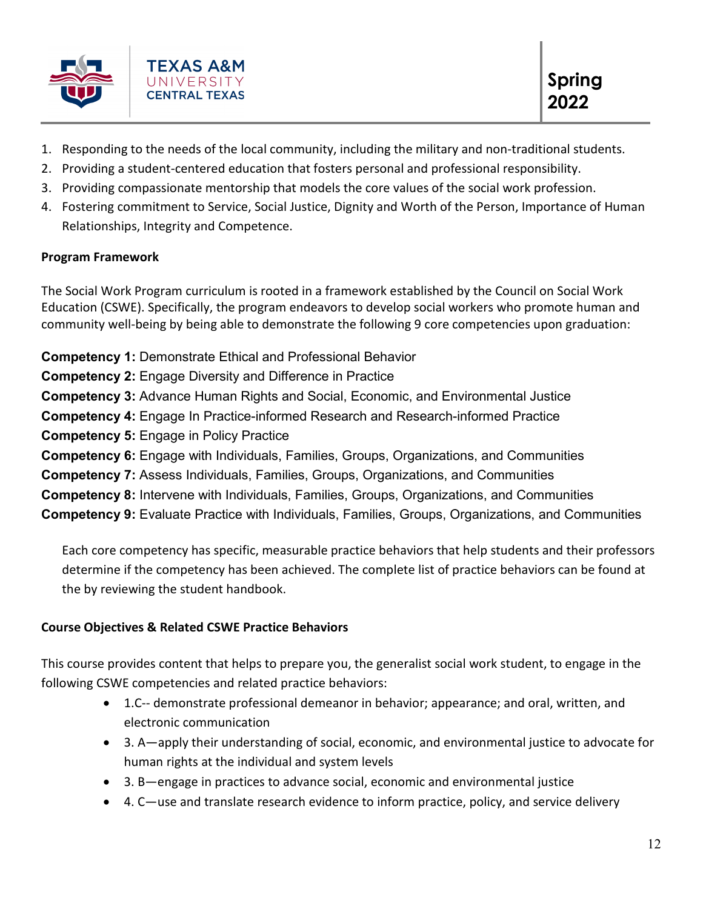1. Responding to the needs of the local community, including the military and non-traditional students.
2. Providing a student-centered education that fosters personal and professional responsibility.
3. Providing compassionate mentorship that models the core values of the social work profession.
4. Fostering commitment to Service, Social Justice, Dignity and Worth of the Person, Importance of Human Relationships, Integrity and Competence.

**Program Framework**

The Social Work Program curriculum is rooted in a framework established by the Council on Social Work Education (CSWE). Specifically, the program endeavors to develop social workers who promote human and community well-being by being able to demonstrate the following 9 core competencies upon graduation:

**Competency 1:** Demonstrate Ethical and Professional Behavior
**Competency 2:** Engage Diversity and Difference in Practice
**Competency 3:** Advance Human Rights and Social, Economic, and Environmental Justice
**Competency 4:** Engage In Practice-informed Research and Research-informed Practice
**Competency 5:** Engage in Policy Practice
**Competency 6:** Engage with Individuals, Families, Groups, Organizations, and Communities
**Competency 7:** Assess Individuals, Families, Groups, Organizations, and Communities
**Competency 8:** Intervene with Individuals, Families, Groups, Organizations, and Communities
**Competency 9:** Evaluate Practice with Individuals, Families, Groups, Organizations, and Communities

Each core competency has specific, measurable practice behaviors that help students and their professors determine if the competency has been achieved. The complete list of practice behaviors can be found at the by reviewing the student handbook.

**Course Objectives & Related CSWE Practice Behaviors**

This course provides content that helps to prepare you, the generalist social work student, to engage in the following CSWE competencies and related practice behaviors:

- 1.C-- demonstrate professional demeanor in behavior; appearance; and oral, written, and electronic communication
- 3. A—apply their understanding of social, economic, and environmental justice to advocate for human rights at the individual and system levels
- 3. B—engage in practices to advance social, economic and environmental justice
- 4. C—use and translate research evidence to inform practice, policy, and service delivery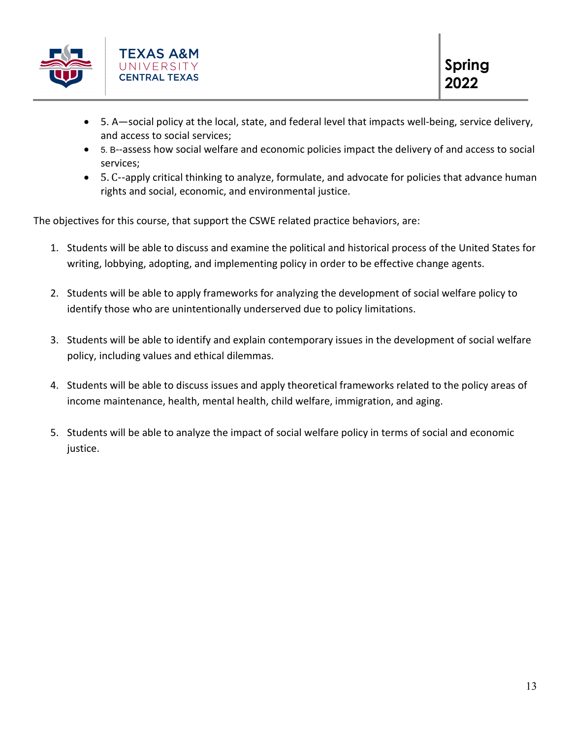- 5. A—social policy at the local, state, and federal level that impacts well-being, service delivery, and access to social services;
- 5. B--assess how social welfare and economic policies impact the delivery of and access to social services;
- 5. C--apply critical thinking to analyze, formulate, and advocate for policies that advance human rights and social, economic, and environmental justice.

The objectives for this course, that support the CSWE related practice behaviors, are:

1. Students will be able to discuss and examine the political and historical process of the United States for writing, lobbying, adopting, and implementing policy in order to be effective change agents.

2. Students will be able to apply frameworks for analyzing the development of social welfare policy to identify those who are unintentionally underserved due to policy limitations.

3. Students will be able to identify and explain contemporary issues in the development of social welfare policy, including values and ethical dilemmas.

4. Students will be able to discuss issues and apply theoretical frameworks related to the policy areas of income maintenance, health, mental health, child welfare, immigration, and aging.

5. Students will be able to analyze the impact of social welfare policy in terms of social and economic justice.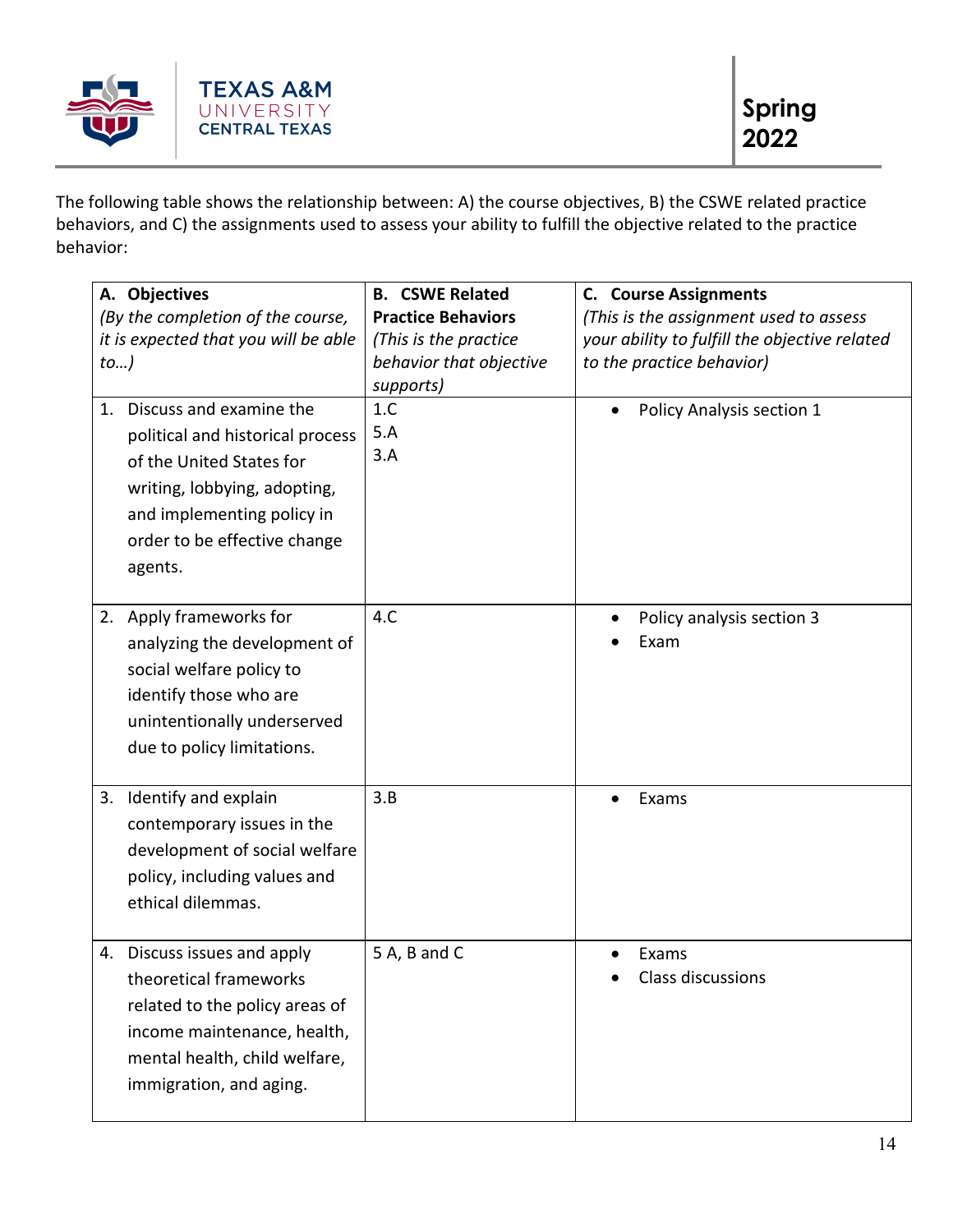The following table shows the relationship between: A) the course objectives, B) the CSWE related practice behaviors, and C) the assignments used to assess your ability to fulfill the objective related to the practice behavior:

| **A. Objectives** *(By the completion of the course, it is expected that you will be able to…)* | **B. CSWE Related Practice Behaviors** *(This is the practice behavior that objective supports)* | **C. Course Assignments** *(This is the assignment used to assess your ability to fulfill the objective related to the practice behavior)* |
|---|---|---|
| 1. Discuss and examine the political and historical process of the United States for writing, lobbying, adopting, and implementing policy in order to be effective change agents. | 1.C<br>5.A<br>3.A | • Policy Analysis section 1 |
| 2. Apply frameworks for analyzing the development of social welfare policy to identify those who are unintentionally underserved due to policy limitations. | 4.C | • Policy analysis section 3<br>• Exam |
| 3. Identify and explain contemporary issues in the development of social welfare policy, including values and ethical dilemmas. | 3.B | • Exams |
| 4. Discuss issues and apply theoretical frameworks related to the policy areas of income maintenance, health, mental health, child welfare, immigration, and aging. | 5 A, B and C | • Exams<br>• Class discussions |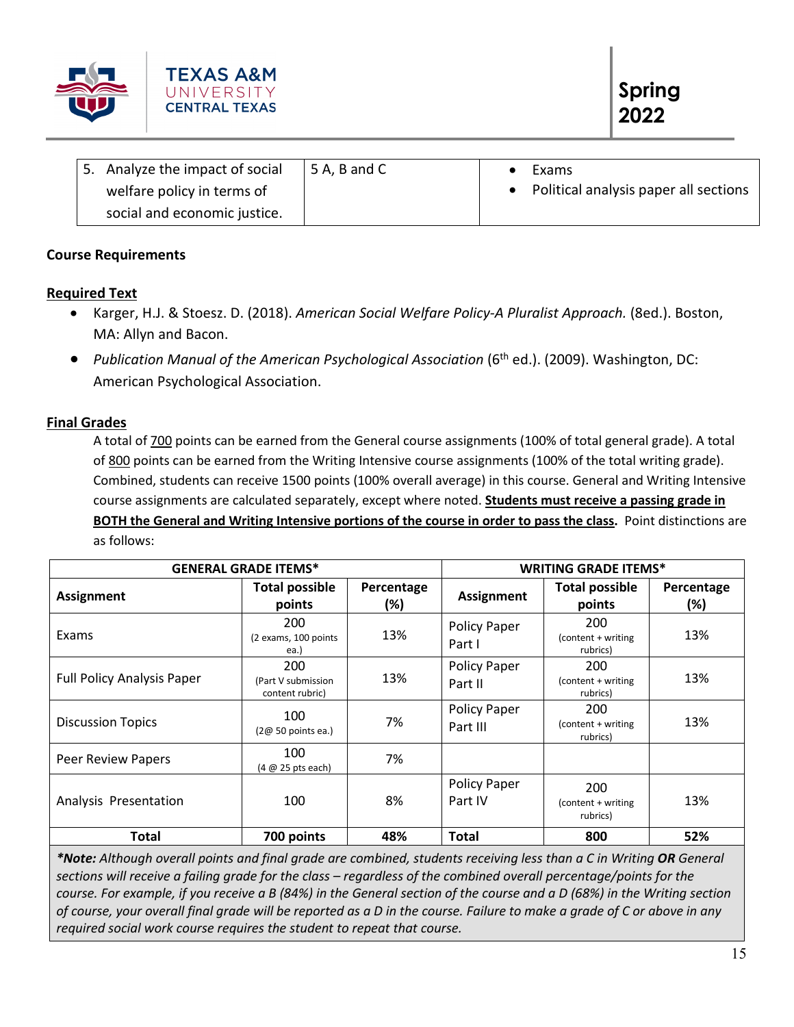| 5. Analyze the impact of social welfare policy in terms of social and economic justice. | 5 A, B and C | • Exams<br>• Political analysis paper all sections |
|---|---|---|

**Course Requirements**

**Required Text**

- Karger, H.J. & Stoesz. D. (2018). *American Social Welfare Policy-A Pluralist Approach.* (8ed.). Boston, MA: Allyn and Bacon.
- *Publication Manual of the American Psychological Association* (6th ed.). (2009). Washington, DC: American Psychological Association.

**Final Grades**

A total of 700 points can be earned from the General course assignments (100% of total general grade). A total of 800 points can be earned from the Writing Intensive course assignments (100% of the total writing grade). Combined, students can receive 1500 points (100% overall average) in this course. General and Writing Intensive course assignments are calculated separately, except where noted. **Students must receive a passing grade in BOTH the General and Writing Intensive portions of the course in order to pass the class.** Point distinctions are as follows:

| GENERAL GRADE ITEMS* | | | WRITING GRADE ITEMS* | | |
|---|---|---|---|---|---|
| **Assignment** | **Total possible points** | **Percentage (%)** | **Assignment** | **Total possible points** | **Percentage (%)** |
| Exams | 200 (2 exams, 100 points ea.) | 13% | Policy Paper Part I | 200 (content + writing rubrics) | 13% |
| Full Policy Analysis Paper | 200 (Part V submission content rubric) | 13% | Policy Paper Part II | 200 (content + writing rubrics) | 13% |
| Discussion Topics | 100 (2@ 50 points ea.) | 7% | Policy Paper Part III | 200 (content + writing rubrics) | 13% |
| Peer Review Papers | 100 (4 @ 25 pts each) | 7% | | | |
| Analysis Presentation | 100 | 8% | Policy Paper Part IV | 200 (content + writing rubrics) | 13% |
| **Total** | **700 points** | **48%** | **Total** | **800** | **52%** |

***Note:** *Although overall points and final grade are combined, students receiving less than a C in Writing **OR** General sections will receive a failing grade for the class – regardless of the combined overall percentage/points for the course. For example, if you receive a B (84%) in the General section of the course and a D (68%) in the Writing section of course, your overall final grade will be reported as a D in the course. Failure to make a grade of C or above in any required social work course requires the student to repeat that course.*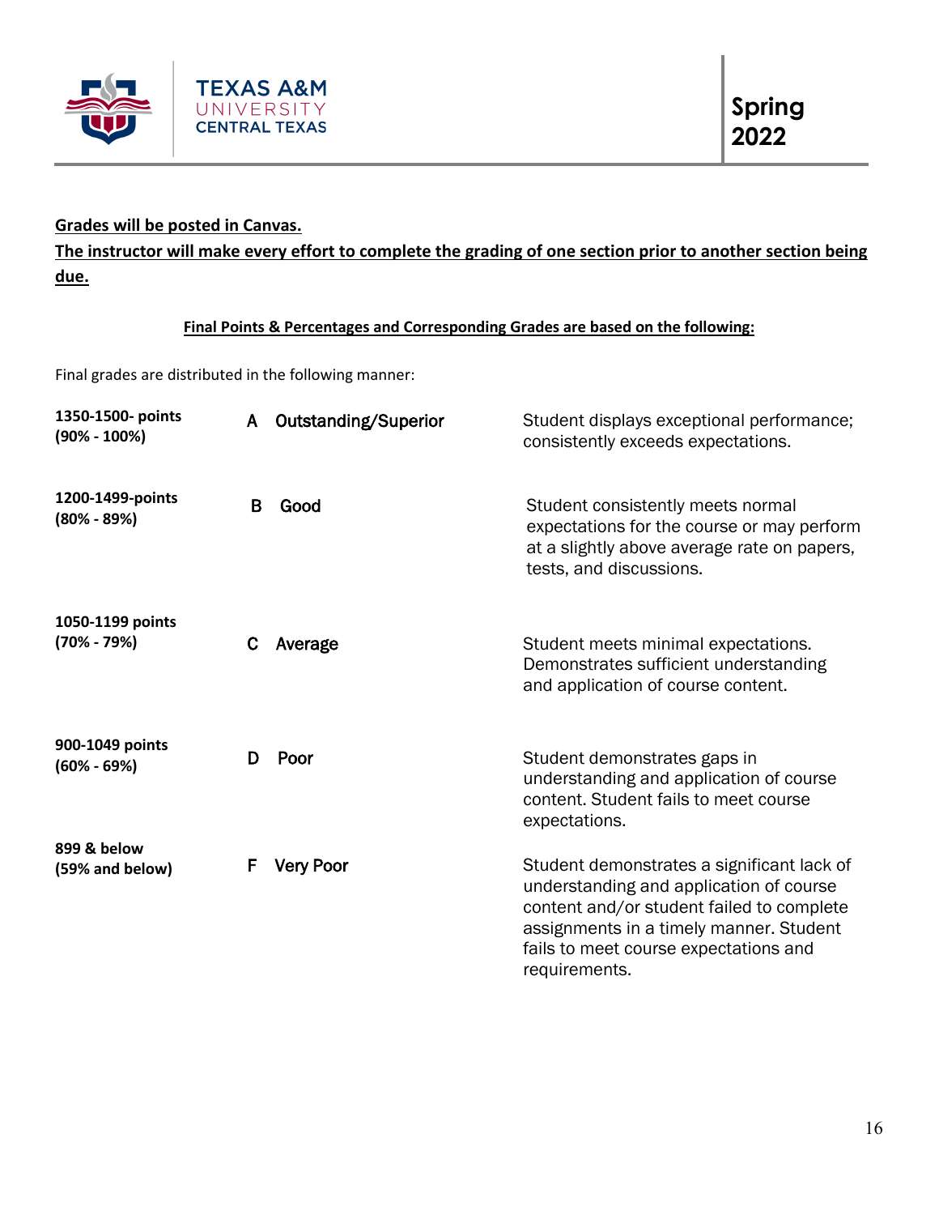**Grades will be posted in Canvas.**

**The instructor will make every effort to complete the grading of one section prior to another section being due.**

**Final Points & Percentages and Corresponding Grades are based on the following:**

Final grades are distributed in the following manner:

| Points | Grade | Description |
|---|---|---|
| **1350-1500- points (90% - 100%)** | A Outstanding/Superior | Student displays exceptional performance; consistently exceeds expectations. |
| **1200-1499-points (80% - 89%)** | B Good | Student consistently meets normal expectations for the course or may perform at a slightly above average rate on papers, tests, and discussions. |
| **1050-1199 points (70% - 79%)** | C Average | Student meets minimal expectations. Demonstrates sufficient understanding and application of course content. |
| **900-1049 points (60% - 69%)** | D Poor | Student demonstrates gaps in understanding and application of course content. Student fails to meet course expectations. |
| **899 & below (59% and below)** | F Very Poor | Student demonstrates a significant lack of understanding and application of course content and/or student failed to complete assignments in a timely manner. Student fails to meet course expectations and requirements. |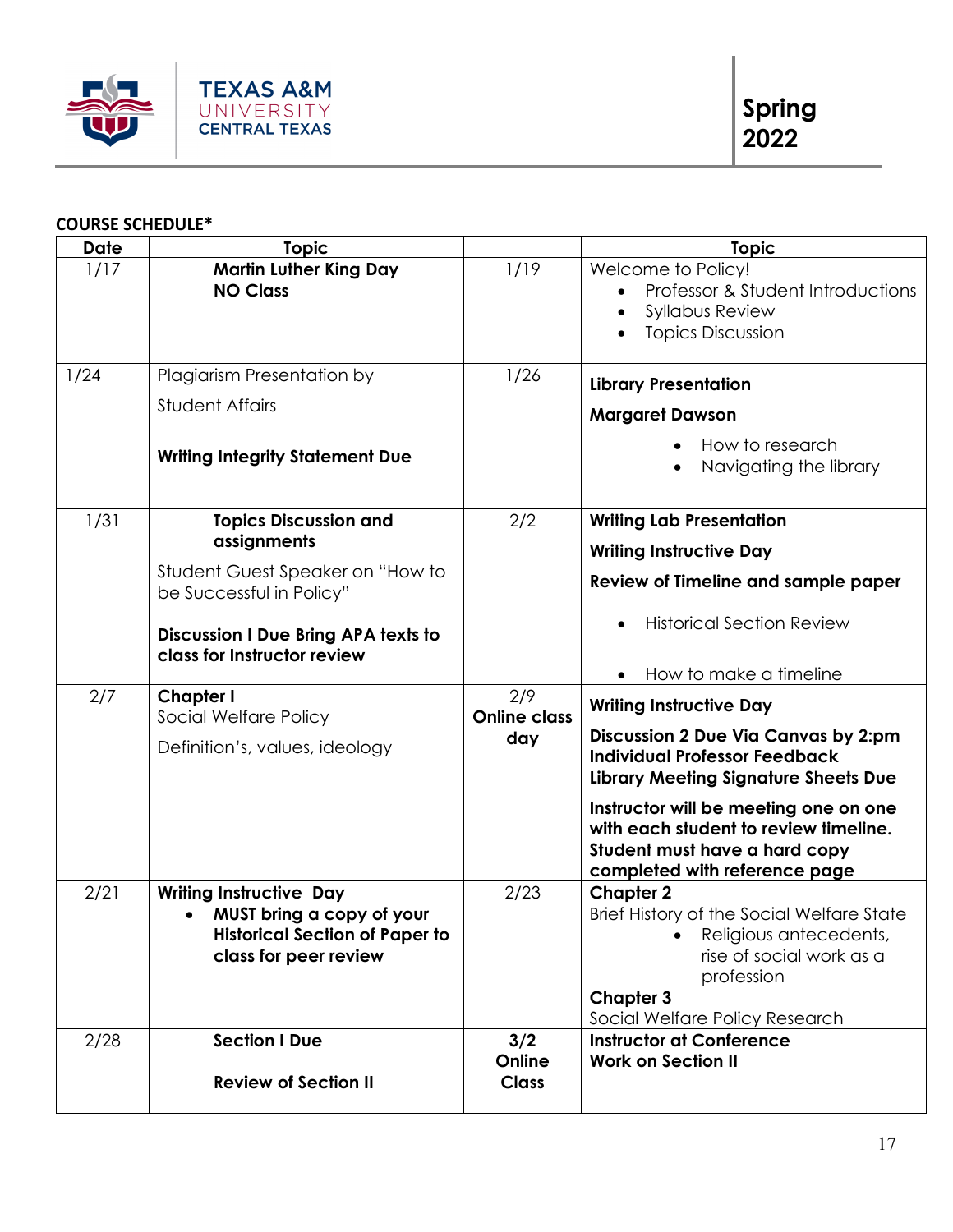Spring 2022

**COURSE SCHEDULE***

| Date | Topic | | Topic |
|---|---|---|---|
| 1/17 | **Martin Luther King Day NO Class** | 1/19 | Welcome to Policy! • Professor & Student Introductions • Syllabus Review • Topics Discussion |
| 1/24 | Plagiarism Presentation by Student Affairs **Writing Integrity Statement Due** | 1/26 | **Library Presentation** **Margaret Dawson** • How to research • Navigating the library |
| 1/31 | **Topics Discussion and assignments** Student Guest Speaker on "How to be Successful in Policy" **Discussion I Due Bring APA texts to class for Instructor review** | 2/2 | **Writing Lab Presentation** **Writing Instructive Day** **Review of Timeline and sample paper** • Historical Section Review • How to make a timeline |
| 2/7 | **Chapter I** Social Welfare Policy Definition's, values, ideology | 2/9 **Online class day** | **Writing Instructive Day** **Discussion 2 Due Via Canvas by 2:pm Individual Professor Feedback Library Meeting Signature Sheets Due** **Instructor will be meeting one on one with each student to review timeline. Student must have a hard copy completed with reference page** |
| 2/21 | **Writing Instructive Day** • **MUST bring a copy of your Historical Section of Paper to class for peer review** | 2/23 | **Chapter 2** Brief History of the Social Welfare State • Religious antecedents, rise of social work as a profession **Chapter 3** Social Welfare Policy Research |
| 2/28 | **Section I Due** **Review of Section II** | **3/2 Online Class** | **Instructor at Conference** **Work on Section II** |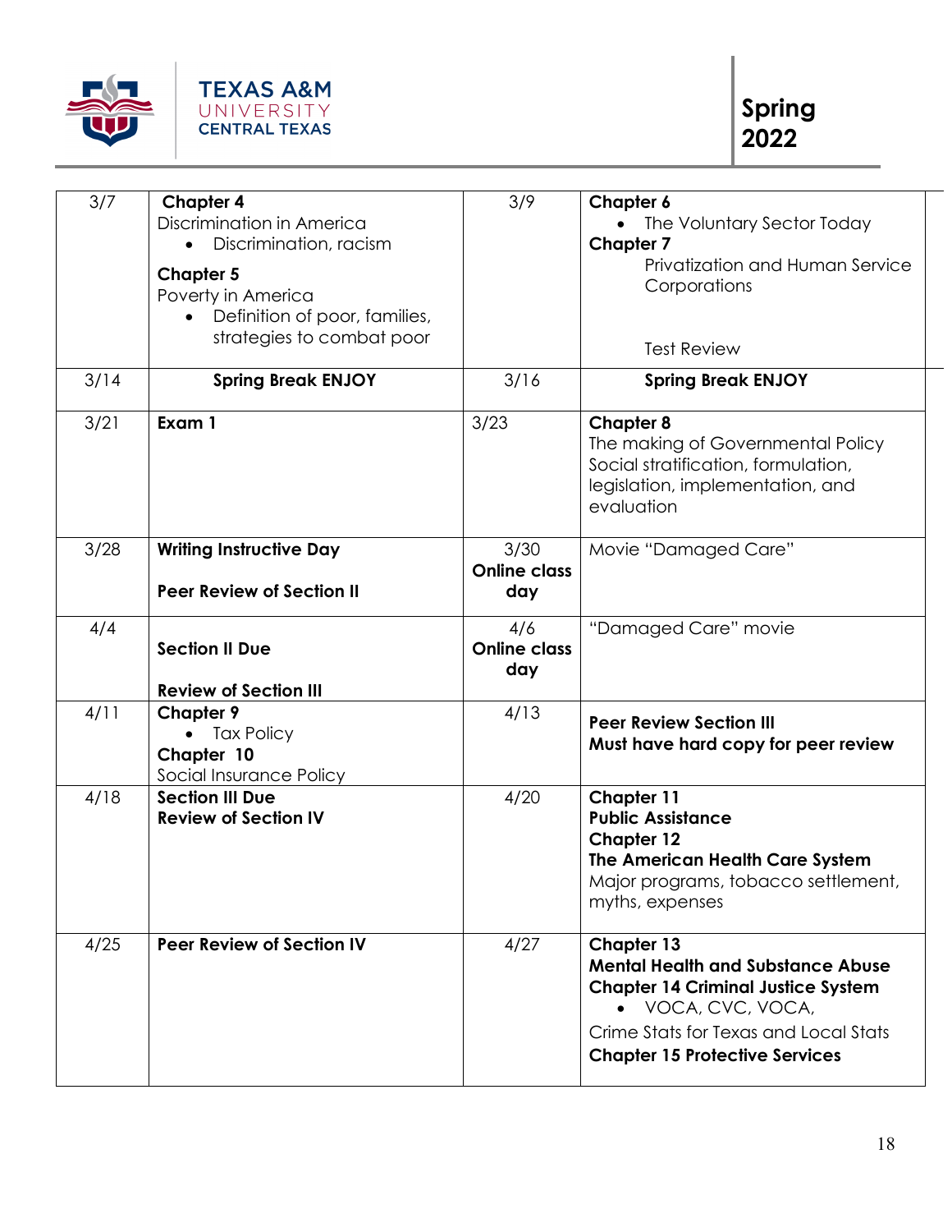| | | | |
|---|---|---|---|
| 3/7 | **Chapter 4** Discrimination in America • Discrimination, racism **Chapter 5** Poverty in America • Definition of poor, families, strategies to combat poor | 3/9 | **Chapter 6** • The Voluntary Sector Today **Chapter 7** Privatization and Human Service Corporations Test Review |
| 3/14 | **Spring Break ENJOY** | 3/16 | **Spring Break ENJOY** |
| 3/21 | **Exam 1** | 3/23 | **Chapter 8** The making of Governmental Policy Social stratification, formulation, legislation, implementation, and evaluation |
| 3/28 | **Writing Instructive Day** **Peer Review of Section II** | 3/30 **Online class day** | Movie "Damaged Care" |
| 4/4 | **Section II Due** **Review of Section III** | 4/6 **Online class day** | "Damaged Care" movie |
| 4/11 | **Chapter 9** • Tax Policy **Chapter 10** Social Insurance Policy | 4/13 | **Peer Review Section III** **Must have hard copy for peer review** |
| 4/18 | **Section III Due** **Review of Section IV** | 4/20 | **Chapter 11** **Public Assistance** **Chapter 12** **The American Health Care System** Major programs, tobacco settlement, myths, expenses |
| 4/25 | **Peer Review of Section IV** | 4/27 | **Chapter 13** **Mental Health and Substance Abuse** **Chapter 14 Criminal Justice System** • VOCA, CVC, VOCA, Crime Stats for Texas and Local Stats **Chapter 15 Protective Services** |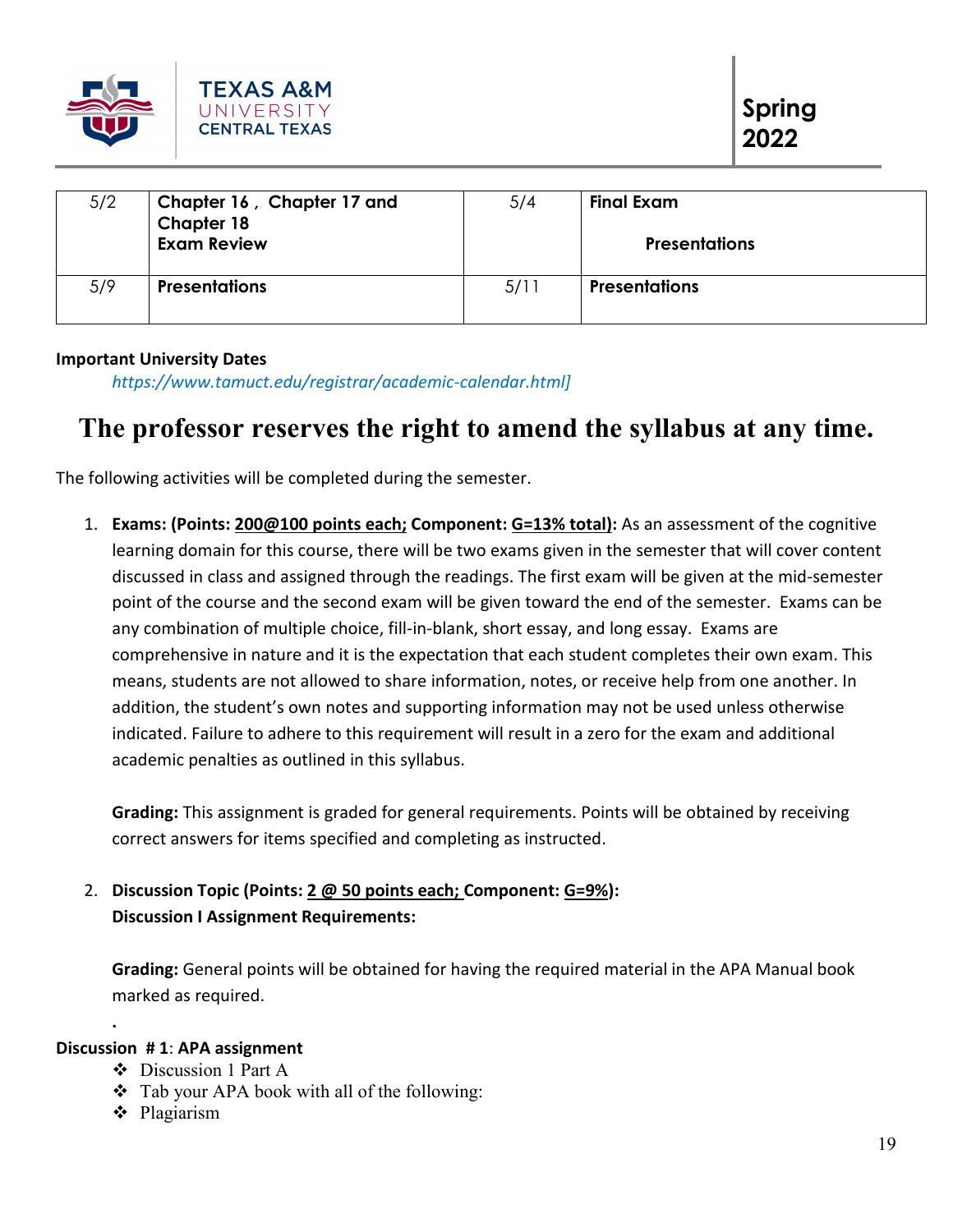| 5/2 | **Chapter 16 , Chapter 17 and Chapter 18** **Exam Review** | 5/4 | **Final Exam** **Presentations** |
|---|---|---|---|
| 5/9 | **Presentations** | 5/11 | **Presentations** |

**Important University Dates**

*https://www.tamuct.edu/registrar/academic-calendar.html]*

# The professor reserves the right to amend the syllabus at any time.

The following activities will be completed during the semester.

1. **Exams: (Points: 200@100 points each; Component: G=13% total):** As an assessment of the cognitive learning domain for this course, there will be two exams given in the semester that will cover content discussed in class and assigned through the readings. The first exam will be given at the mid-semester point of the course and the second exam will be given toward the end of the semester. Exams can be any combination of multiple choice, fill-in-blank, short essay, and long essay. Exams are comprehensive in nature and it is the expectation that each student completes their own exam. This means, students are not allowed to share information, notes, or receive help from one another. In addition, the student's own notes and supporting information may not be used unless otherwise indicated. Failure to adhere to this requirement will result in a zero for the exam and additional academic penalties as outlined in this syllabus.

   **Grading:** This assignment is graded for general requirements. Points will be obtained by receiving correct answers for items specified and completing as instructed.

2. **Discussion Topic (Points: 2 @ 50 points each; Component: G=9%):**
   **Discussion I Assignment Requirements:**

   **Grading:** General points will be obtained for having the required material in the APA Manual book marked as required.

.

**Discussion # 1**: **APA assignment**

- Discussion 1 Part A
- Tab your APA book with all of the following:
- Plagiarism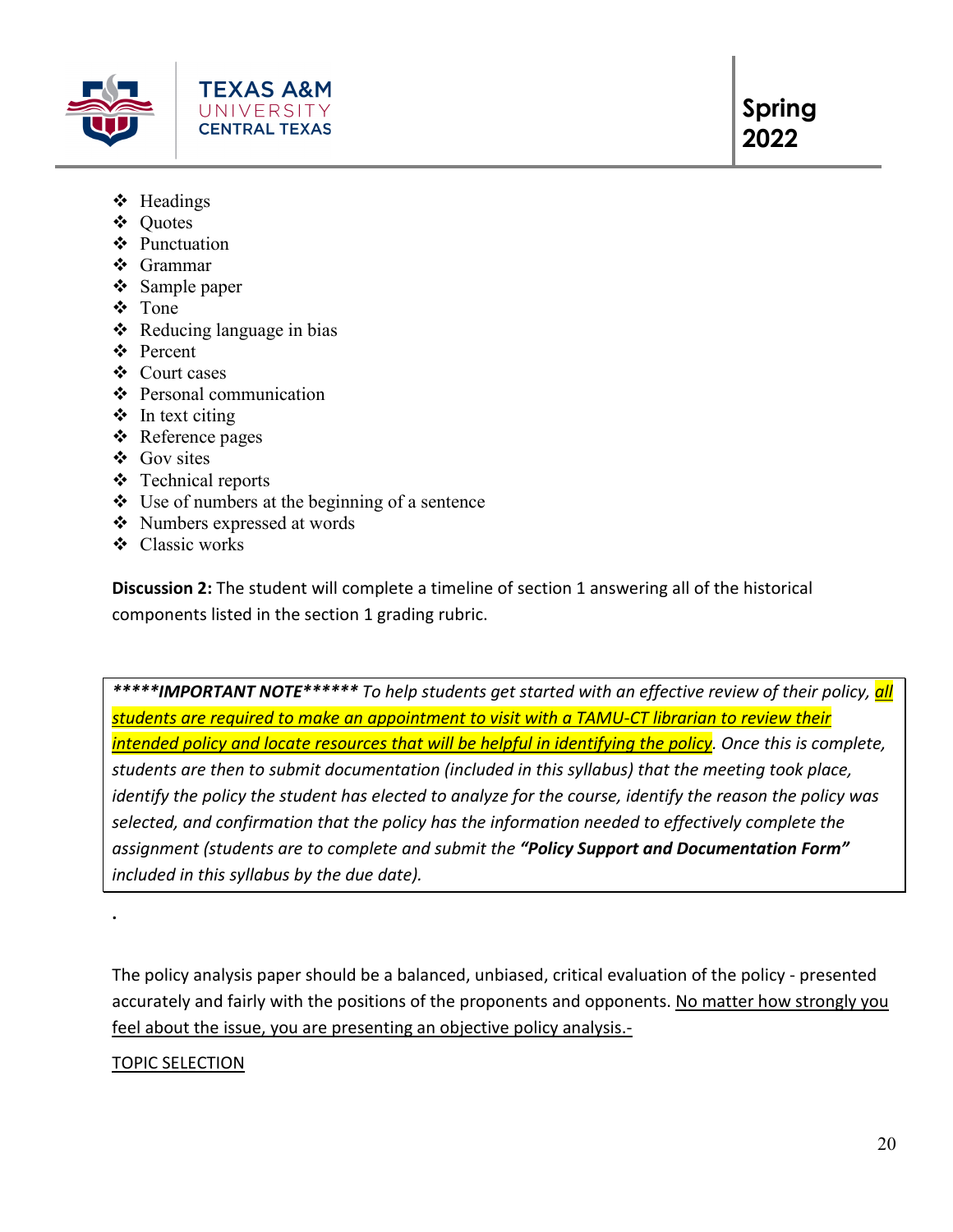- Headings
- Quotes
- Punctuation
- Grammar
- Sample paper
- Tone
- Reducing language in bias
- Percent
- Court cases
- Personal communication
- In text citing
- Reference pages
- Gov sites
- Technical reports
- Use of numbers at the beginning of a sentence
- Numbers expressed at words
- Classic works

**Discussion 2:** The student will complete a timeline of section 1 answering all of the historical components listed in the section 1 grading rubric.

> ***\*\*\*\*\*IMPORTANT NOTE\*\*\*\*\*\**** *To help students get started with an effective review of their policy, <u>all students are required to make an appointment to visit with a TAMU-CT librarian to review their intended policy and locate resources that will be helpful in identifying the policy</u>. Once this is complete, students are then to submit documentation (included in this syllabus) that the meeting took place, identify the policy the student has elected to analyze for the course, identify the reason the policy was selected, and confirmation that the policy has the information needed to effectively complete the assignment (students are to complete and submit the **"Policy Support and Documentation Form"** included in this syllabus by the due date).*

.

The policy analysis paper should be a balanced, unbiased, critical evaluation of the policy - presented accurately and fairly with the positions of the proponents and opponents. <u>No matter how strongly you feel about the issue, you are presenting an objective policy analysis.-</u>

<u>TOPIC SELECTION</u>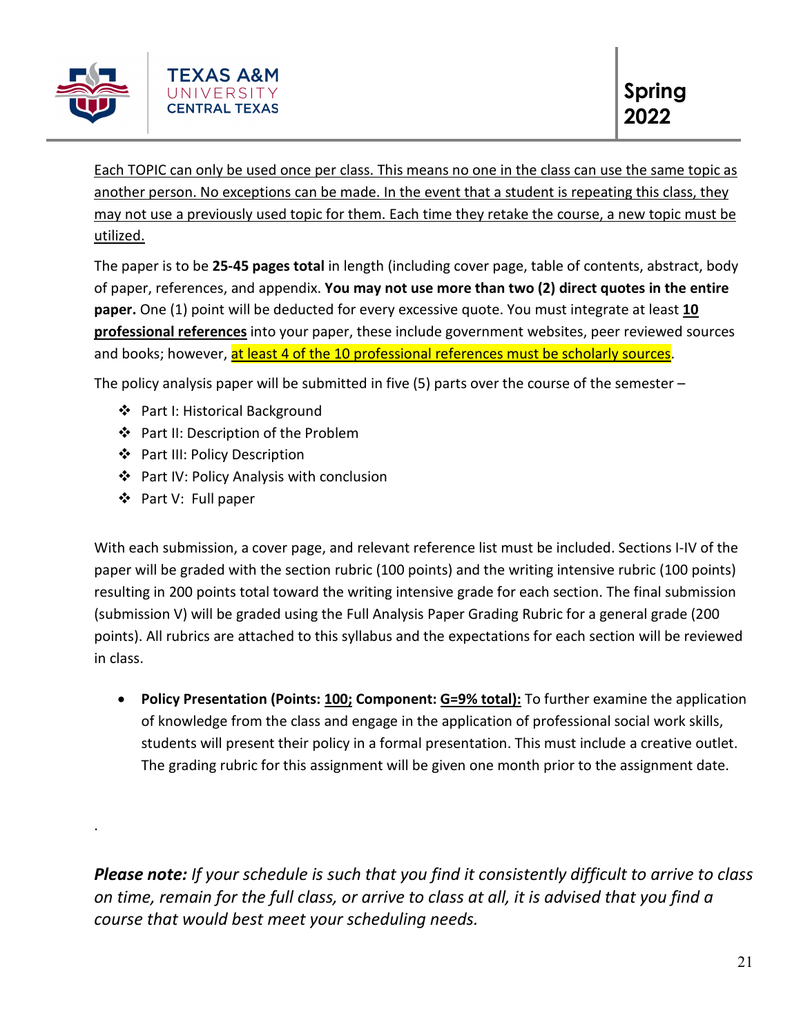<u>Each TOPIC can only be used once per class. This means no one in the class can use the same topic as another person. No exceptions can be made. In the event that a student is repeating this class, they may not use a previously used topic for them. Each time they retake the course, a new topic must be utilized.</u>

The paper is to be **25-45 pages total** in length (including cover page, table of contents, abstract, body of paper, references, and appendix. **You may not use more than two (2) direct quotes in the entire paper.** One (1) point will be deducted for every excessive quote. You must integrate at least **<u>10 professional references</u>** into your paper, these include government websites, peer reviewed sources and books; however, <u>at least 4 of the 10 professional references must be scholarly sources</u>.

The policy analysis paper will be submitted in five (5) parts over the course of the semester –

- Part I: Historical Background
- Part II: Description of the Problem
- Part III: Policy Description
- Part IV: Policy Analysis with conclusion
- Part V: Full paper

With each submission, a cover page, and relevant reference list must be included. Sections I-IV of the paper will be graded with the section rubric (100 points) and the writing intensive rubric (100 points) resulting in 200 points total toward the writing intensive grade for each section. The final submission (submission V) will be graded using the Full Analysis Paper Grading Rubric for a general grade (200 points). All rubrics are attached to this syllabus and the expectations for each section will be reviewed in class.

- **Policy Presentation (Points: <u>100;</u> Component: <u>G=9% total</u>):** To further examine the application of knowledge from the class and engage in the application of professional social work skills, students will present their policy in a formal presentation. This must include a creative outlet. The grading rubric for this assignment will be given one month prior to the assignment date.

.

***Please note:*** *If your schedule is such that you find it consistently difficult to arrive to class on time, remain for the full class, or arrive to class at all, it is advised that you find a course that would best meet your scheduling needs.*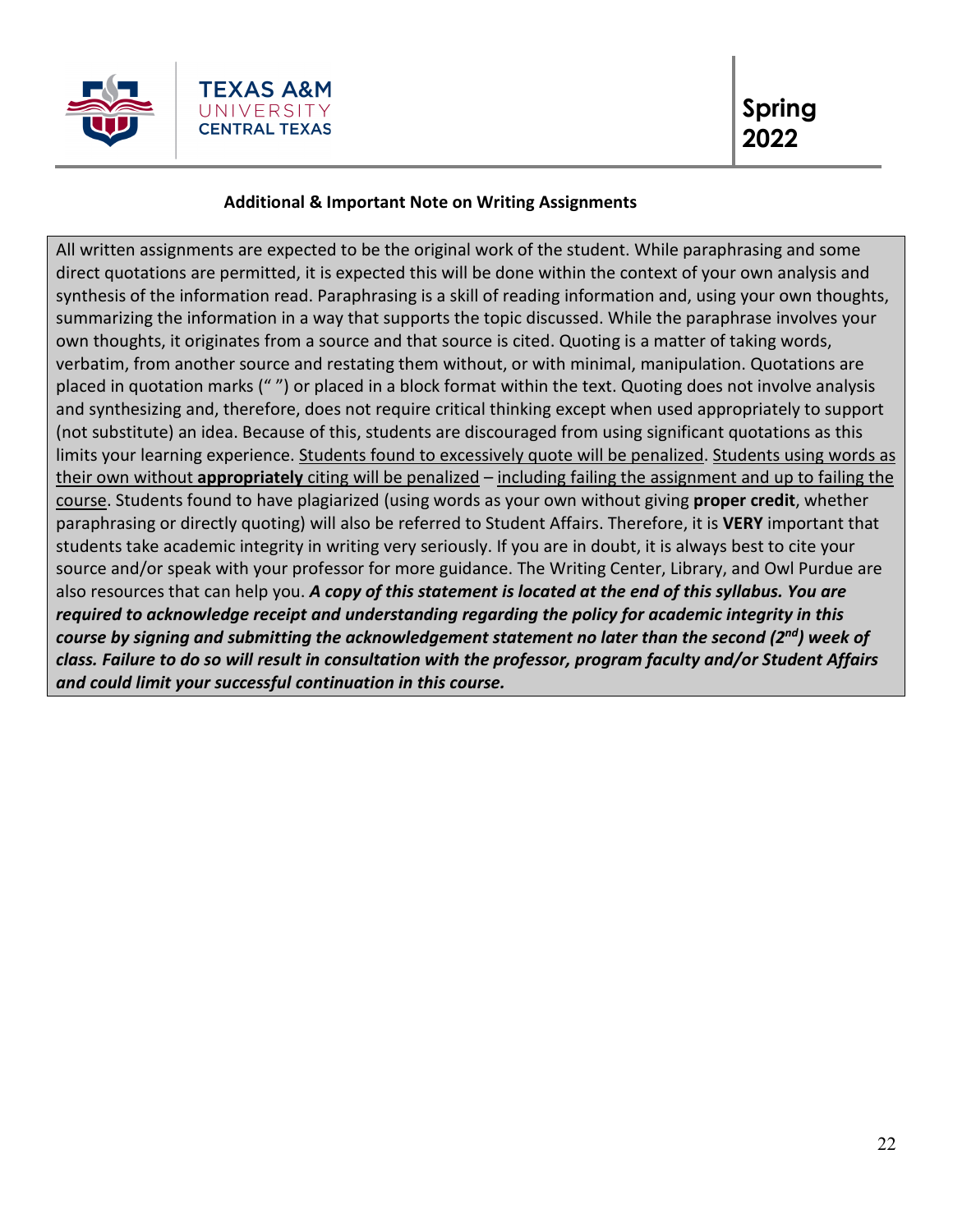## Additional & Important Note on Writing Assignments

All written assignments are expected to be the original work of the student. While paraphrasing and some direct quotations are permitted, it is expected this will be done within the context of your own analysis and synthesis of the information read. Paraphrasing is a skill of reading information and, using your own thoughts, summarizing the information in a way that supports the topic discussed. While the paraphrase involves your own thoughts, it originates from a source and that source is cited. Quoting is a matter of taking words, verbatim, from another source and restating them without, or with minimal, manipulation. Quotations are placed in quotation marks (" ") or placed in a block format within the text. Quoting does not involve analysis and synthesizing and, therefore, does not require critical thinking except when used appropriately to support (not substitute) an idea. Because of this, students are discouraged from using significant quotations as this limits your learning experience. Students found to excessively quote will be penalized. Students using words as their own without **appropriately** citing will be penalized – including failing the assignment and up to failing the course. Students found to have plagiarized (using words as your own without giving **proper credit**, whether paraphrasing or directly quoting) will also be referred to Student Affairs. Therefore, it is **VERY** important that students take academic integrity in writing very seriously. If you are in doubt, it is always best to cite your source and/or speak with your professor for more guidance. The Writing Center, Library, and Owl Purdue are also resources that can help you. ***A copy of this statement is located at the end of this syllabus. You are required to acknowledge receipt and understanding regarding the policy for academic integrity in this course by signing and submitting the acknowledgement statement no later than the second (2nd) week of class. Failure to do so will result in consultation with the professor, program faculty and/or Student Affairs and could limit your successful continuation in this course.***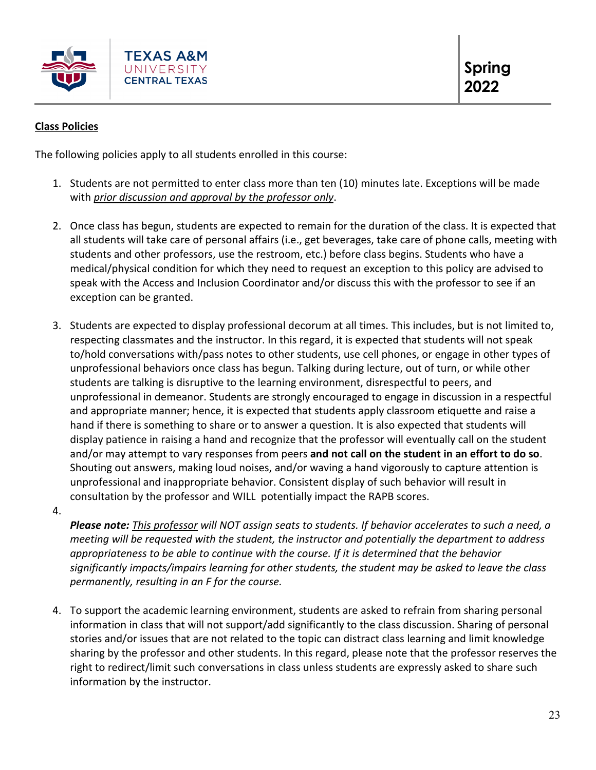**Class Policies**

The following policies apply to all students enrolled in this course:

1. Students are not permitted to enter class more than ten (10) minutes late. Exceptions will be made with *prior discussion and approval by the professor only*.

2. Once class has begun, students are expected to remain for the duration of the class. It is expected that all students will take care of personal affairs (i.e., get beverages, take care of phone calls, meeting with students and other professors, use the restroom, etc.) before class begins. Students who have a medical/physical condition for which they need to request an exception to this policy are advised to speak with the Access and Inclusion Coordinator and/or discuss this with the professor to see if an exception can be granted.

3. Students are expected to display professional decorum at all times. This includes, but is not limited to, respecting classmates and the instructor. In this regard, it is expected that students will not speak to/hold conversations with/pass notes to other students, use cell phones, or engage in other types of unprofessional behaviors once class has begun. Talking during lecture, out of turn, or while other students are talking is disruptive to the learning environment, disrespectful to peers, and unprofessional in demeanor. Students are strongly encouraged to engage in discussion in a respectful and appropriate manner; hence, it is expected that students apply classroom etiquette and raise a hand if there is something to share or to answer a question. It is also expected that students will display patience in raising a hand and recognize that the professor will eventually call on the student and/or may attempt to vary responses from peers **and not call on the student in an effort to do so**. Shouting out answers, making loud noises, and/or waving a hand vigorously to capture attention is unprofessional and inappropriate behavior. Consistent display of such behavior will result in consultation by the professor and WILL potentially impact the RAPB scores.

4.

   ***Please note:*** *This professor will NOT assign seats to students. If behavior accelerates to such a need, a meeting will be requested with the student, the instructor and potentially the department to address appropriateness to be able to continue with the course. If it is determined that the behavior significantly impacts/impairs learning for other students, the student may be asked to leave the class permanently, resulting in an F for the course.*

4. To support the academic learning environment, students are asked to refrain from sharing personal information in class that will not support/add significantly to the class discussion. Sharing of personal stories and/or issues that are not related to the topic can distract class learning and limit knowledge sharing by the professor and other students. In this regard, please note that the professor reserves the right to redirect/limit such conversations in class unless students are expressly asked to share such information by the instructor.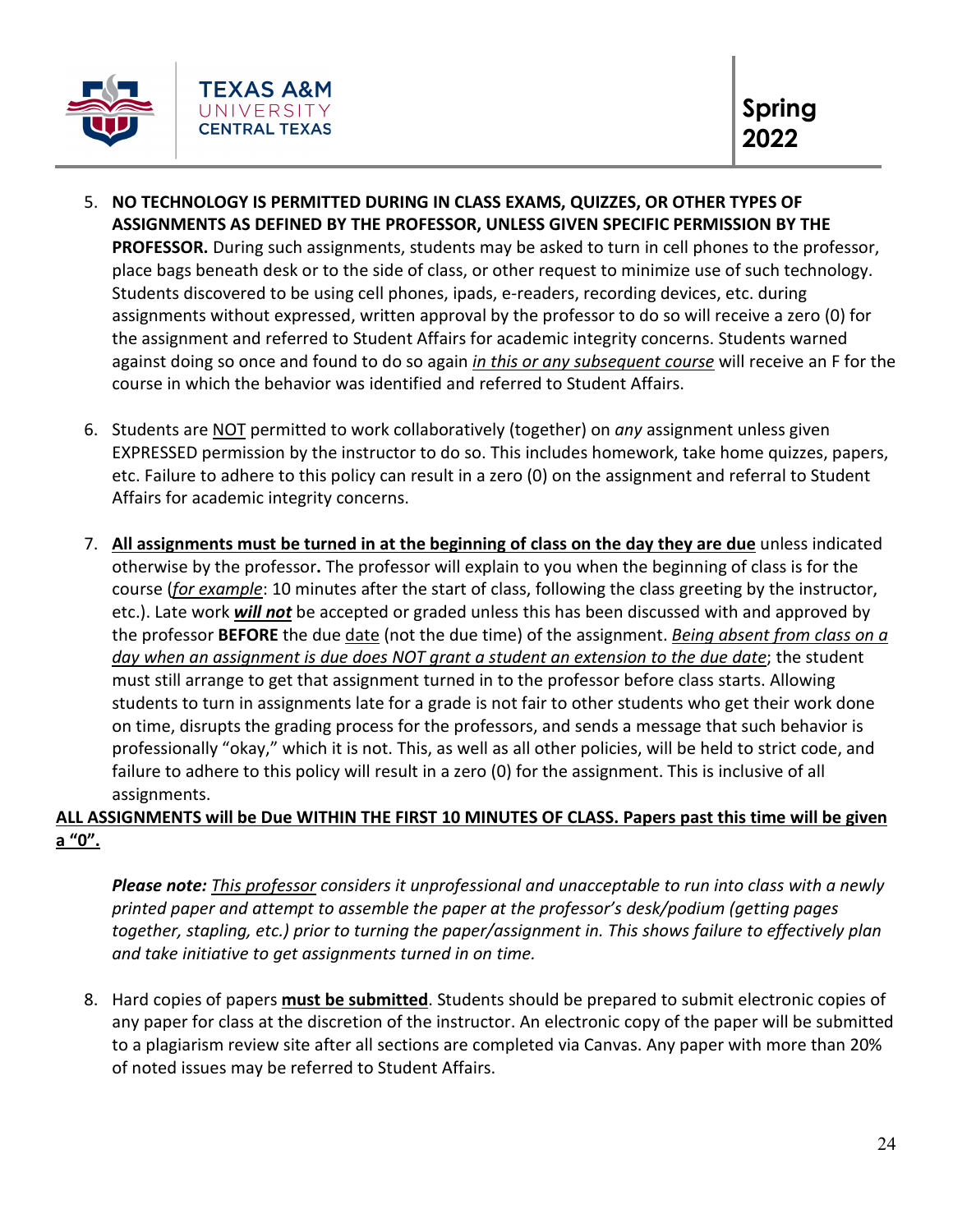5. **NO TECHNOLOGY IS PERMITTED DURING IN CLASS EXAMS, QUIZZES, OR OTHER TYPES OF ASSIGNMENTS AS DEFINED BY THE PROFESSOR, UNLESS GIVEN SPECIFIC PERMISSION BY THE PROFESSOR.** During such assignments, students may be asked to turn in cell phones to the professor, place bags beneath desk or to the side of class, or other request to minimize use of such technology. Students discovered to be using cell phones, ipads, e-readers, recording devices, etc. during assignments without expressed, written approval by the professor to do so will receive a zero (0) for the assignment and referred to Student Affairs for academic integrity concerns. Students warned against doing so once and found to do so again *in this or any subsequent course* will receive an F for the course in which the behavior was identified and referred to Student Affairs.

6. Students are NOT permitted to work collaboratively (together) on *any* assignment unless given EXPRESSED permission by the instructor to do so. This includes homework, take home quizzes, papers, etc. Failure to adhere to this policy can result in a zero (0) on the assignment and referral to Student Affairs for academic integrity concerns.

7. **All assignments must be turned in at the beginning of class on the day they are due** unless indicated otherwise by the professor**.** The professor will explain to you when the beginning of class is for the course (*for example*: 10 minutes after the start of class, following the class greeting by the instructor, etc.). Late work ***will not*** be accepted or graded unless this has been discussed with and approved by the professor **BEFORE** the due date (not the due time) of the assignment. *Being absent from class on a day when an assignment is due does NOT grant a student an extension to the due date*; the student must still arrange to get that assignment turned in to the professor before class starts. Allowing students to turn in assignments late for a grade is not fair to other students who get their work done on time, disrupts the grading process for the professors, and sends a message that such behavior is professionally "okay," which it is not. This, as well as all other policies, will be held to strict code, and failure to adhere to this policy will result in a zero (0) for the assignment. This is inclusive of all assignments.

**ALL ASSIGNMENTS will be Due WITHIN THE FIRST 10 MINUTES OF CLASS. Papers past this time will be given a "0".**

***Please note:*** *This professor considers it unprofessional and unacceptable to run into class with a newly printed paper and attempt to assemble the paper at the professor's desk/podium (getting pages together, stapling, etc.) prior to turning the paper/assignment in. This shows failure to effectively plan and take initiative to get assignments turned in on time.*

8. Hard copies of papers **must be submitted**. Students should be prepared to submit electronic copies of any paper for class at the discretion of the instructor. An electronic copy of the paper will be submitted to a plagiarism review site after all sections are completed via Canvas. Any paper with more than 20% of noted issues may be referred to Student Affairs.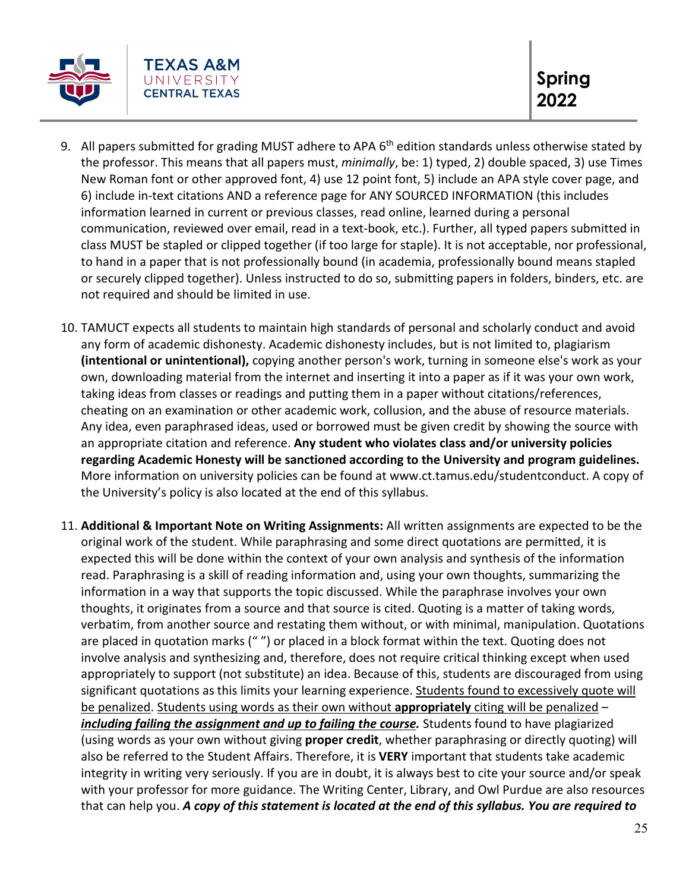9. All papers submitted for grading MUST adhere to APA 6th edition standards unless otherwise stated by the professor. This means that all papers must, *minimally*, be: 1) typed, 2) double spaced, 3) use Times New Roman font or other approved font, 4) use 12 point font, 5) include an APA style cover page, and 6) include in-text citations AND a reference page for ANY SOURCED INFORMATION (this includes information learned in current or previous classes, read online, learned during a personal communication, reviewed over email, read in a text-book, etc.). Further, all typed papers submitted in class MUST be stapled or clipped together (if too large for staple). It is not acceptable, nor professional, to hand in a paper that is not professionally bound (in academia, professionally bound means stapled or securely clipped together). Unless instructed to do so, submitting papers in folders, binders, etc. are not required and should be limited in use.

10. TAMUCT expects all students to maintain high standards of personal and scholarly conduct and avoid any form of academic dishonesty. Academic dishonesty includes, but is not limited to, plagiarism **(intentional or unintentional),** copying another person's work, turning in someone else's work as your own, downloading material from the internet and inserting it into a paper as if it was your own work, taking ideas from classes or readings and putting them in a paper without citations/references, cheating on an examination or other academic work, collusion, and the abuse of resource materials. Any idea, even paraphrased ideas, used or borrowed must be given credit by showing the source with an appropriate citation and reference. **Any student who violates class and/or university policies regarding Academic Honesty will be sanctioned according to the University and program guidelines.** More information on university policies can be found at www.ct.tamus.edu/studentconduct. A copy of the University's policy is also located at the end of this syllabus.

11. **Additional & Important Note on Writing Assignments:** All written assignments are expected to be the original work of the student. While paraphrasing and some direct quotations are permitted, it is expected this will be done within the context of your own analysis and synthesis of the information read. Paraphrasing is a skill of reading information and, using your own thoughts, summarizing the information in a way that supports the topic discussed. While the paraphrase involves your own thoughts, it originates from a source and that source is cited. Quoting is a matter of taking words, verbatim, from another source and restating them without, or with minimal, manipulation. Quotations are placed in quotation marks (" ") or placed in a block format within the text. Quoting does not involve analysis and synthesizing and, therefore, does not require critical thinking except when used appropriately to support (not substitute) an idea. Because of this, students are discouraged from using significant quotations as this limits your learning experience. Students found to excessively quote will be penalized. Students using words as their own without **appropriately** citing will be penalized – ***including failing the assignment and up to failing the course.*** Students found to have plagiarized (using words as your own without giving **proper credit**, whether paraphrasing or directly quoting) will also be referred to the Student Affairs. Therefore, it is **VERY** important that students take academic integrity in writing very seriously. If you are in doubt, it is always best to cite your source and/or speak with your professor for more guidance. The Writing Center, Library, and Owl Purdue are also resources that can help you. ***A copy of this statement is located at the end of this syllabus. You are required to***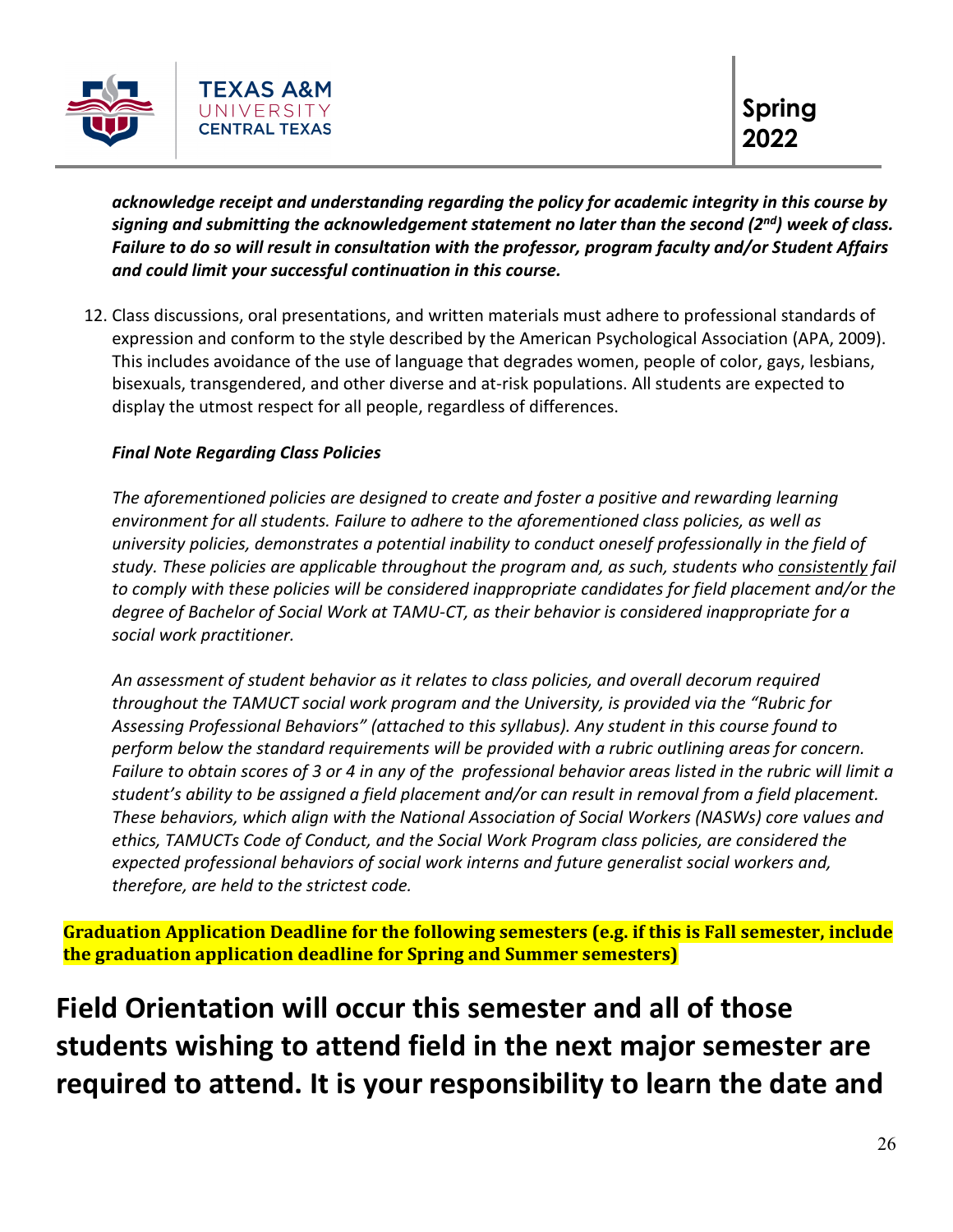***acknowledge receipt and understanding regarding the policy for academic integrity in this course by signing and submitting the acknowledgement statement no later than the second (2nd) week of class. Failure to do so will result in consultation with the professor, program faculty and/or Student Affairs and could limit your successful continuation in this course.***

12. Class discussions, oral presentations, and written materials must adhere to professional standards of expression and conform to the style described by the American Psychological Association (APA, 2009). This includes avoidance of the use of language that degrades women, people of color, gays, lesbians, bisexuals, transgendered, and other diverse and at-risk populations. All students are expected to display the utmost respect for all people, regardless of differences.

***Final Note Regarding Class Policies***

*The aforementioned policies are designed to create and foster a positive and rewarding learning environment for all students. Failure to adhere to the aforementioned class policies, as well as university policies, demonstrates a potential inability to conduct oneself professionally in the field of study. These policies are applicable throughout the program and, as such, students who consistently fail to comply with these policies will be considered inappropriate candidates for field placement and/or the degree of Bachelor of Social Work at TAMU-CT, as their behavior is considered inappropriate for a social work practitioner.*

*An assessment of student behavior as it relates to class policies, and overall decorum required throughout the TAMUCT social work program and the University, is provided via the "Rubric for Assessing Professional Behaviors" (attached to this syllabus). Any student in this course found to perform below the standard requirements will be provided with a rubric outlining areas for concern. Failure to obtain scores of 3 or 4 in any of the professional behavior areas listed in the rubric will limit a student's ability to be assigned a field placement and/or can result in removal from a field placement. These behaviors, which align with the National Association of Social Workers (NASWs) core values and ethics, TAMUCTs Code of Conduct, and the Social Work Program class policies, are considered the expected professional behaviors of social work interns and future generalist social workers and, therefore, are held to the strictest code.*

**Graduation Application Deadline for the following semesters (e.g. if this is Fall semester, include the graduation application deadline for Spring and Summer semesters)**

## Field Orientation will occur this semester and all of those students wishing to attend field in the next major semester are required to attend. It is your responsibility to learn the date and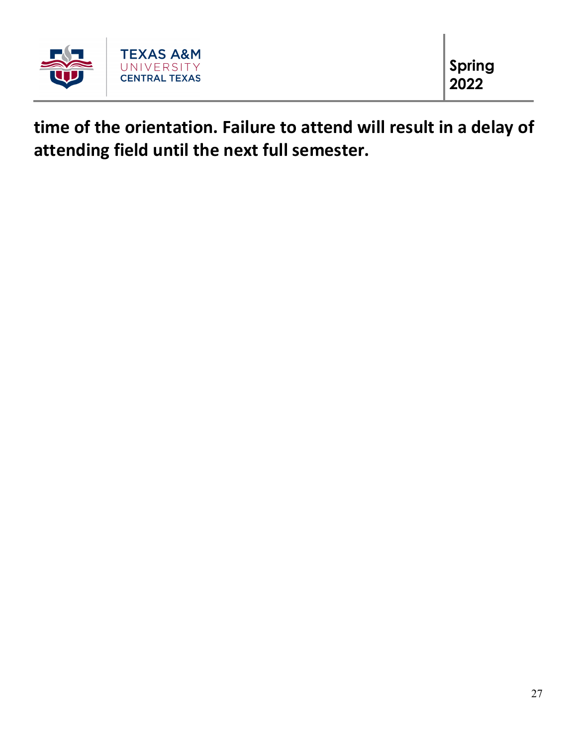**time of the orientation. Failure to attend will result in a delay of attending field until the next full semester.**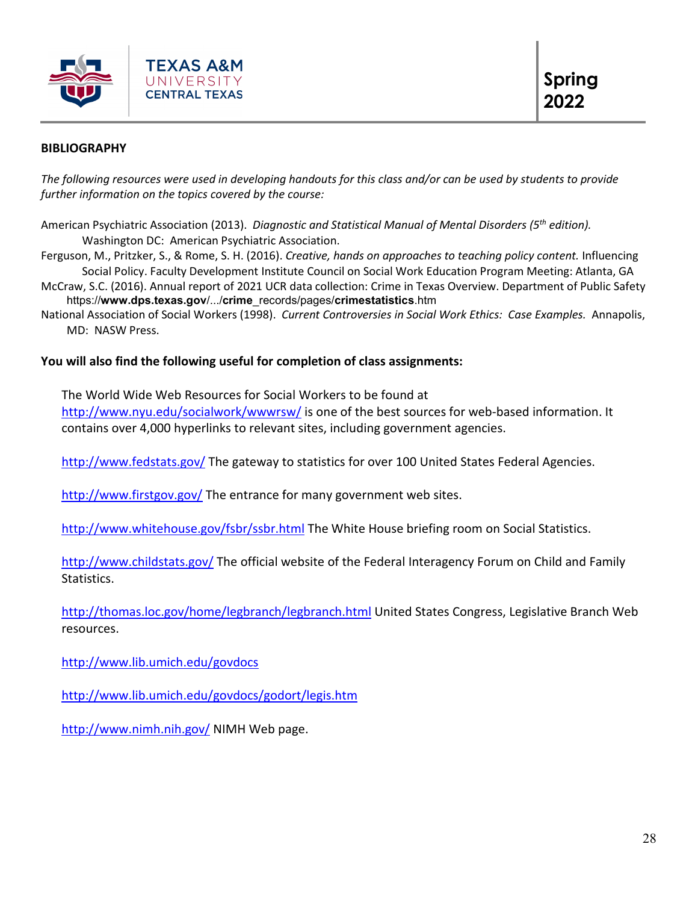**BIBLIOGRAPHY**

*The following resources were used in developing handouts for this class and/or can be used by students to provide further information on the topics covered by the course:*

American Psychiatric Association (2013). *Diagnostic and Statistical Manual of Mental Disorders (5th edition).* Washington DC: American Psychiatric Association.

Ferguson, M., Pritzker, S., & Rome, S. H. (2016). *Creative, hands on approaches to teaching policy content.* Influencing Social Policy. Faculty Development Institute Council on Social Work Education Program Meeting: Atlanta, GA

McCraw, S.C. (2016). Annual report of 2021 UCR data collection: Crime in Texas Overview. Department of Public Safety https://**www.dps.texas.gov**/.../**crime**_records/pages/**crimestatistics**.htm

National Association of Social Workers (1998). *Current Controversies in Social Work Ethics: Case Examples.* Annapolis, MD: NASW Press.

**You will also find the following useful for completion of class assignments:**

The World Wide Web Resources for Social Workers to be found at http://www.nyu.edu/socialwork/wwwrsw/ is one of the best sources for web-based information. It contains over 4,000 hyperlinks to relevant sites, including government agencies.

http://www.fedstats.gov/ The gateway to statistics for over 100 United States Federal Agencies.

http://www.firstgov.gov/ The entrance for many government web sites.

http://www.whitehouse.gov/fsbr/ssbr.html The White House briefing room on Social Statistics.

http://www.childstats.gov/ The official website of the Federal Interagency Forum on Child and Family Statistics.

http://thomas.loc.gov/home/legbranch/legbranch.html United States Congress, Legislative Branch Web resources.

http://www.lib.umich.edu/govdocs

http://www.lib.umich.edu/govdocs/godort/legis.htm

http://www.nimh.nih.gov/ NIMH Web page.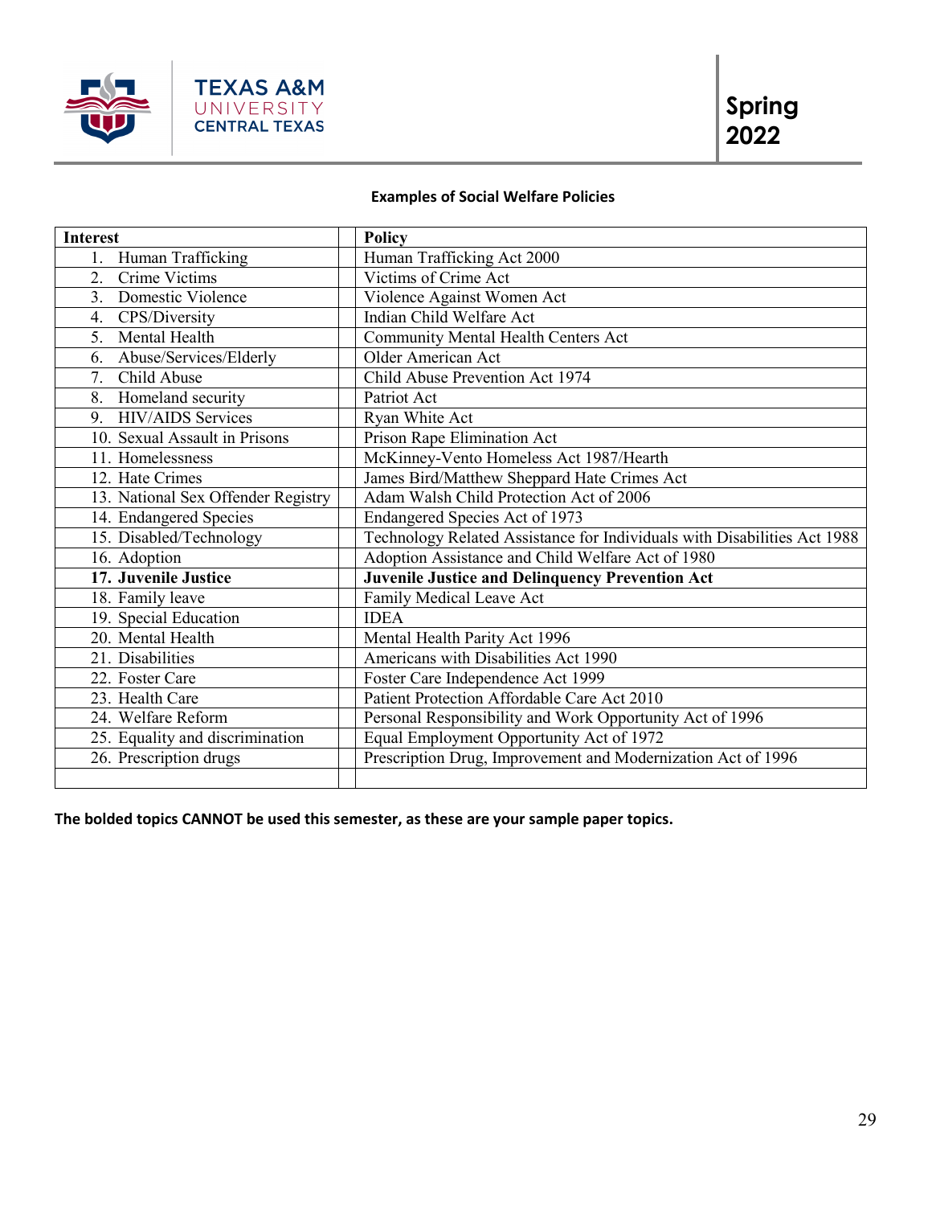**Examples of Social Welfare Policies**

| Interest | | Policy |
|---|---|---|
| 1. Human Trafficking | | Human Trafficking Act 2000 |
| 2. Crime Victims | | Victims of Crime Act |
| 3. Domestic Violence | | Violence Against Women Act |
| 4. CPS/Diversity | | Indian Child Welfare Act |
| 5. Mental Health | | Community Mental Health Centers Act |
| 6. Abuse/Services/Elderly | | Older American Act |
| 7. Child Abuse | | Child Abuse Prevention Act 1974 |
| 8. Homeland security | | Patriot Act |
| 9. HIV/AIDS Services | | Ryan White Act |
| 10. Sexual Assault in Prisons | | Prison Rape Elimination Act |
| 11. Homelessness | | McKinney-Vento Homeless Act 1987/Hearth |
| 12. Hate Crimes | | James Bird/Matthew Sheppard Hate Crimes Act |
| 13. National Sex Offender Registry | | Adam Walsh Child Protection Act of 2006 |
| 14. Endangered Species | | Endangered Species Act of 1973 |
| 15. Disabled/Technology | | Technology Related Assistance for Individuals with Disabilities Act 1988 |
| 16. Adoption | | Adoption Assistance and Child Welfare Act of 1980 |
| **17. Juvenile Justice** | | **Juvenile Justice and Delinquency Prevention Act** |
| 18. Family leave | | Family Medical Leave Act |
| 19. Special Education | | IDEA |
| 20. Mental Health | | Mental Health Parity Act 1996 |
| 21. Disabilities | | Americans with Disabilities Act 1990 |
| 22. Foster Care | | Foster Care Independence Act 1999 |
| 23. Health Care | | Patient Protection Affordable Care Act 2010 |
| 24. Welfare Reform | | Personal Responsibility and Work Opportunity Act of 1996 |
| 25. Equality and discrimination | | Equal Employment Opportunity Act of 1972 |
| 26. Prescription drugs | | Prescription Drug, Improvement and Modernization Act of 1996 |
| | | |

**The bolded topics CANNOT be used this semester, as these are your sample paper topics.**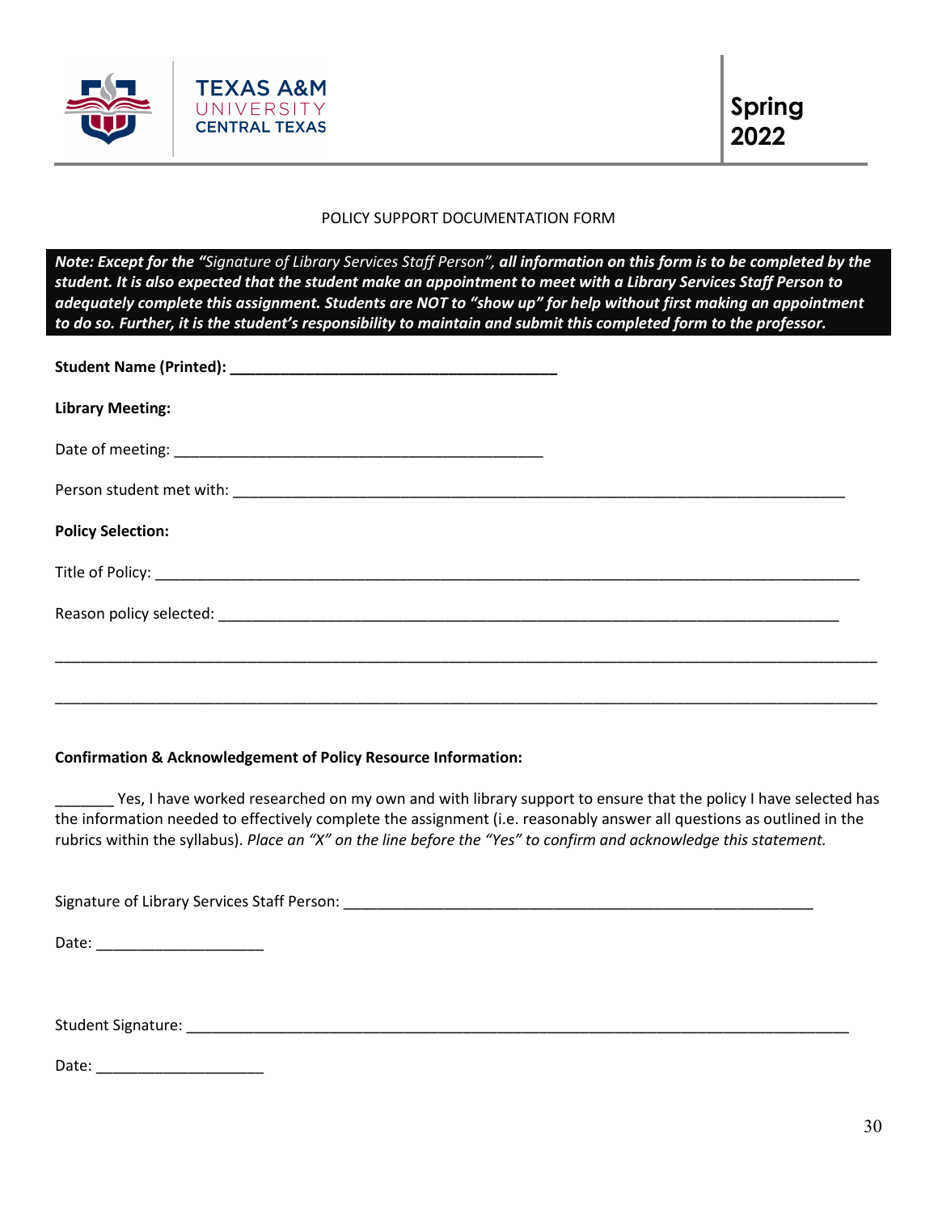Texas A&M University Central Texas

**Spring 2022**

POLICY SUPPORT DOCUMENTATION FORM

***Note: Except for the** "Signature of Library Services Staff Person", **all information on this form is to be completed by the student. It is also expected that the student make an appointment to meet with a Library Services Staff Person to adequately complete this assignment. Students are NOT to "show up" for help without first making an appointment to do so. Further, it is the student's responsibility to maintain and submit this completed form to the professor.***

**Student Name (Printed): ________________________________________**

**Library Meeting:**

Date of meeting: _____________________________________________

Person student met with: ___________________________________________________________________________

**Policy Selection:**

Title of Policy: _______________________________________________________________________________________

Reason policy selected: ____________________________________________________________________________

____________________________________________________________________________________________________

____________________________________________________________________________________________________

**Confirmation & Acknowledgement of Policy Resource Information:**

_______ Yes, I have worked researched on my own and with library support to ensure that the policy I have selected has the information needed to effectively complete the assignment (i.e. reasonably answer all questions as outlined in the rubrics within the syllabus). *Place an "X" on the line before the "Yes" to confirm and acknowledge this statement.*

Signature of Library Services Staff Person: _________________________________________________________

Date: ____________________

Student Signature: _________________________________________________________________________________

Date: ____________________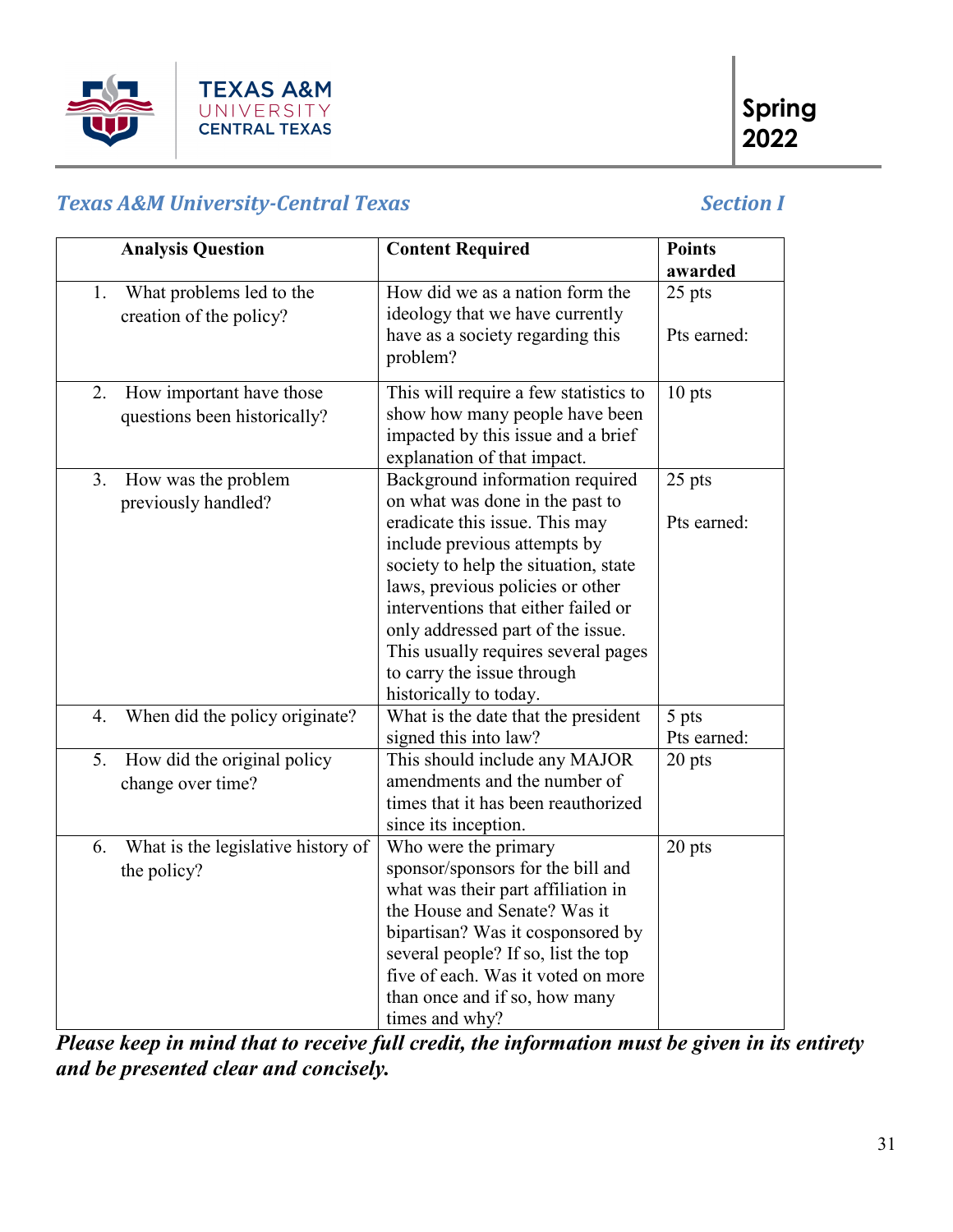*Texas A&M University-Central Texas* | *Section I*

| Analysis Question | Content Required | Points awarded |
|---|---|---|
| 1. What problems led to the creation of the policy? | How did we as a nation form the ideology that we have currently have as a society regarding this problem? | 25 pts<br><br>Pts earned: |
| 2. How important have those questions been historically? | This will require a few statistics to show how many people have been impacted by this issue and a brief explanation of that impact. | 10 pts |
| 3. How was the problem previously handled? | Background information required on what was done in the past to eradicate this issue. This may include previous attempts by society to help the situation, state laws, previous policies or other interventions that either failed or only addressed part of the issue. This usually requires several pages to carry the issue through historically to today. | 25 pts<br><br>Pts earned: |
| 4. When did the policy originate? | What is the date that the president signed this into law? | 5 pts<br>Pts earned: |
| 5. How did the original policy change over time? | This should include any MAJOR amendments and the number of times that it has been reauthorized since its inception. | 20 pts |
| 6. What is the legislative history of the policy? | Who were the primary sponsor/sponsors for the bill and what was their part affiliation in the House and Senate? Was it bipartisan? Was it cosponsored by several people? If so, list the top five of each. Was it voted on more than once and if so, how many times and why? | 20 pts |

***Please keep in mind that to receive full credit, the information must be given in its entirety and be presented clear and concisely.***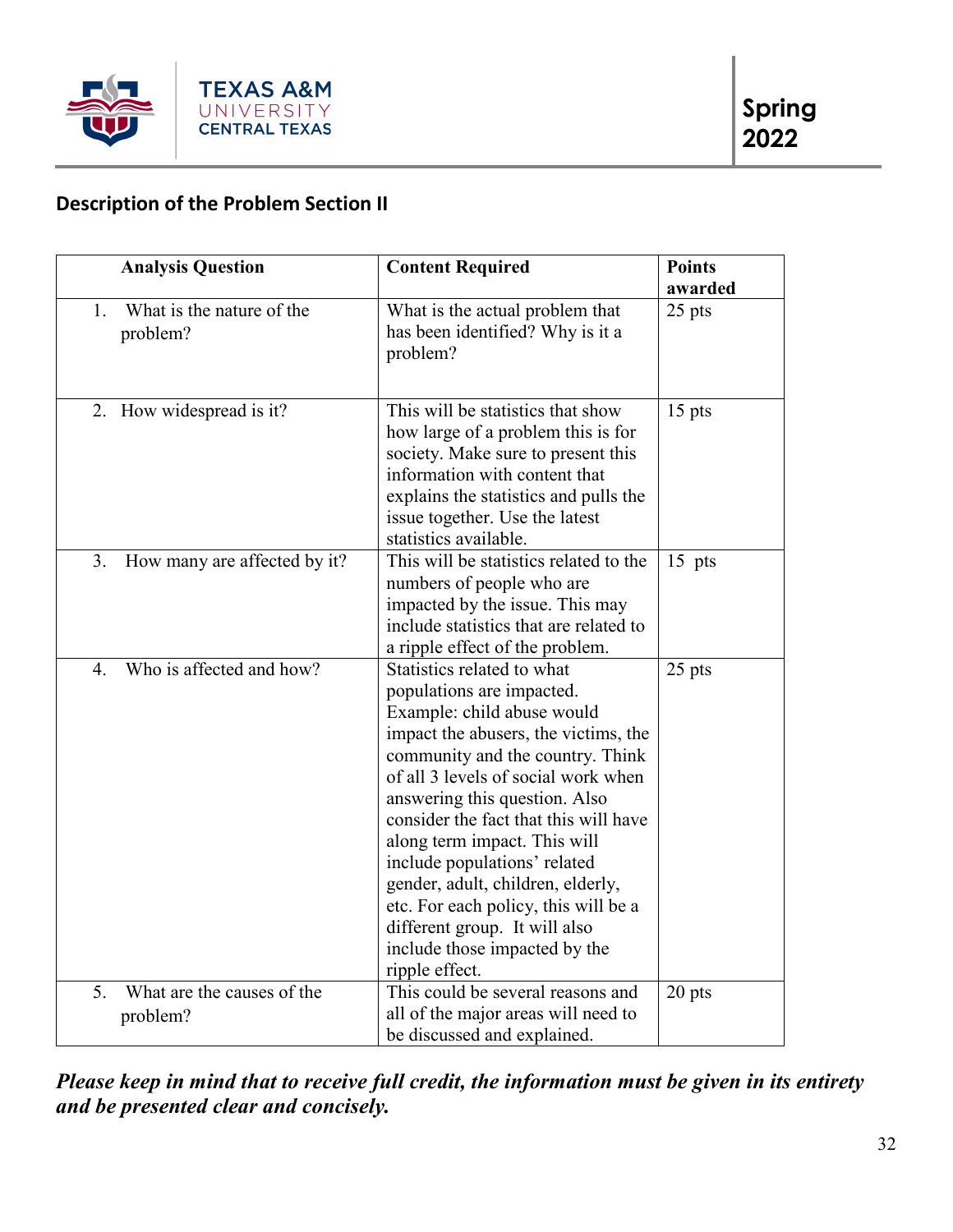## Description of the Problem Section II

| Analysis Question | Content Required | Points awarded |
|---|---|---|
| 1. What is the nature of the problem? | What is the actual problem that has been identified? Why is it a problem? | 25 pts |
| 2. How widespread is it? | This will be statistics that show how large of a problem this is for society. Make sure to present this information with content that explains the statistics and pulls the issue together. Use the latest statistics available. | 15 pts |
| 3. How many are affected by it? | This will be statistics related to the numbers of people who are impacted by the issue. This may include statistics that are related to a ripple effect of the problem. | 15 pts |
| 4. Who is affected and how? | Statistics related to what populations are impacted. Example: child abuse would impact the abusers, the victims, the community and the country. Think of all 3 levels of social work when answering this question. Also consider the fact that this will have along term impact. This will include populations' related gender, adult, children, elderly, etc. For each policy, this will be a different group. It will also include those impacted by the ripple effect. | 25 pts |
| 5. What are the causes of the problem? | This could be several reasons and all of the major areas will need to be discussed and explained. | 20 pts |

***Please keep in mind that to receive full credit, the information must be given in its entirety and be presented clear and concisely.***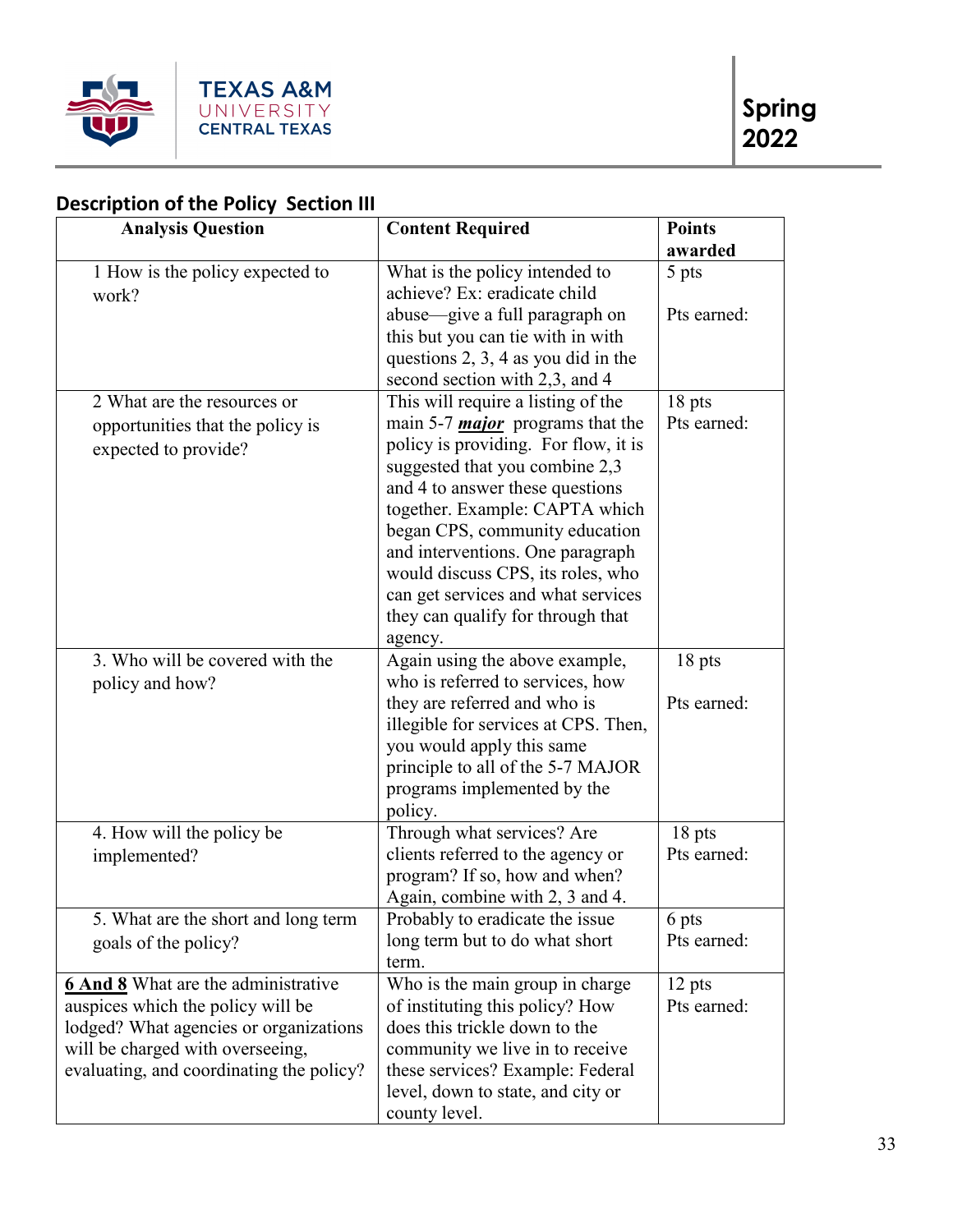## Description of the Policy Section III

| Analysis Question | Content Required | Points awarded |
|---|---|---|
| 1 How is the policy expected to work? | What is the policy intended to achieve? Ex: eradicate child abuse—give a full paragraph on this but you can tie with in with questions 2, 3, 4 as you did in the second section with 2,3, and 4 | 5 pts<br><br>Pts earned: |
| 2 What are the resources or opportunities that the policy is expected to provide? | This will require a listing of the main 5-7 ***major*** programs that the policy is providing. For flow, it is suggested that you combine 2,3 and 4 to answer these questions together. Example: CAPTA which began CPS, community education and interventions. One paragraph would discuss CPS, its roles, who can get services and what services they can qualify for through that agency. | 18 pts<br>Pts earned: |
| 3. Who will be covered with the policy and how? | Again using the above example, who is referred to services, how they are referred and who is illegible for services at CPS. Then, you would apply this same principle to all of the 5-7 MAJOR programs implemented by the policy. | 18 pts<br><br>Pts earned: |
| 4. How will the policy be implemented? | Through what services? Are clients referred to the agency or program? If so, how and when? Again, combine with 2, 3 and 4. | 18 pts<br>Pts earned: |
| 5. What are the short and long term goals of the policy? | Probably to eradicate the issue long term but to do what short term. | 6 pts<br>Pts earned: |
| **6 And 8** What are the administrative auspices which the policy will be lodged? What agencies or organizations will be charged with overseeing, evaluating, and coordinating the policy? | Who is the main group in charge of instituting this policy? How does this trickle down to the community we live in to receive these services? Example: Federal level, down to state, and city or county level. | 12 pts<br>Pts earned: |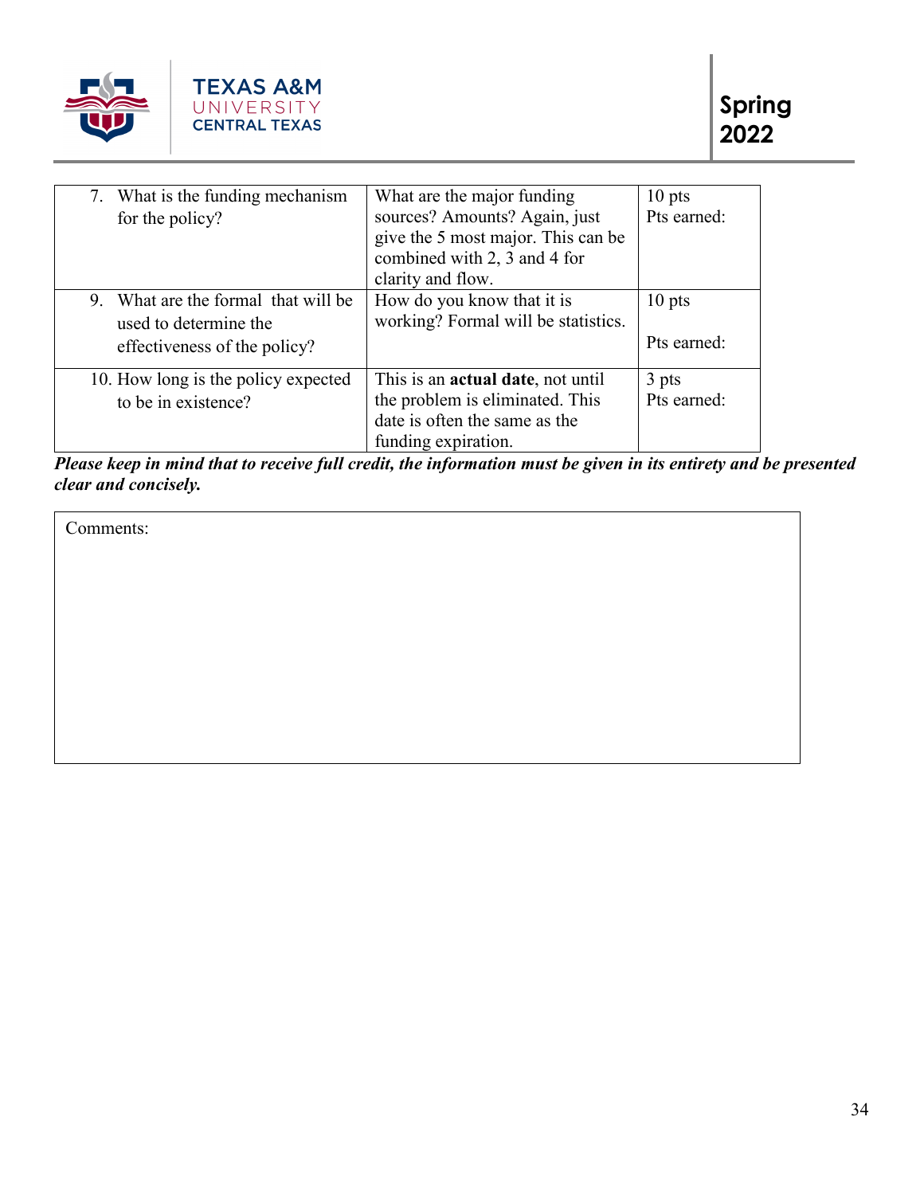| | | |
|---|---|---|
| 7. What is the funding mechanism for the policy? | What are the major funding sources? Amounts? Again, just give the 5 most major. This can be combined with 2, 3 and 4 for clarity and flow. | 10 pts<br>Pts earned: |
| 9. What are the formal that will be used to determine the effectiveness of the policy? | How do you know that it is working? Formal will be statistics. | 10 pts<br><br>Pts earned: |
| 10. How long is the policy expected to be in existence? | This is an **actual date**, not until the problem is eliminated. This date is often the same as the funding expiration. | 3 pts<br>Pts earned: |

***Please keep in mind that to receive full credit, the information must be given in its entirety and be presented clear and concisely.***

| Comments: |
|---|
| |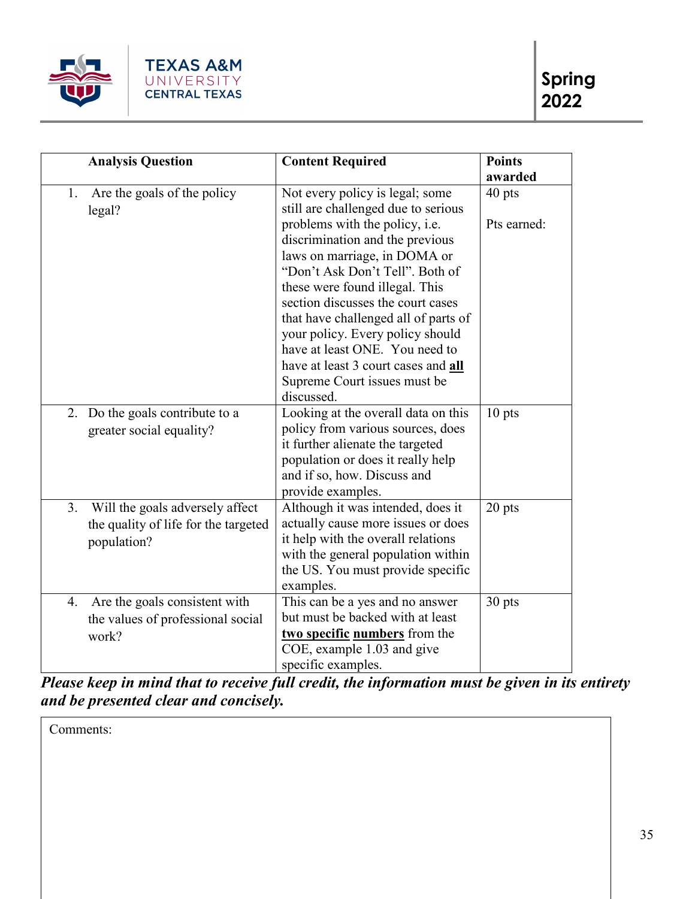| Analysis Question | Content Required | Points awarded |
|---|---|---|
| 1. Are the goals of the policy legal? | Not every policy is legal; some still are challenged due to serious problems with the policy, i.e. discrimination and the previous laws on marriage, in DOMA or "Don't Ask Don't Tell". Both of these were found illegal. This section discusses the court cases that have challenged all of parts of your policy. Every policy should have at least ONE. You need to have at least 3 court cases and **<u>all</u>** Supreme Court issues must be discussed. | 40 pts<br><br>Pts earned: |
| 2. Do the goals contribute to a greater social equality? | Looking at the overall data on this policy from various sources, does it further alienate the targeted population or does it really help and if so, how. Discuss and provide examples. | 10 pts |
| 3. Will the goals adversely affect the quality of life for the targeted population? | Although it was intended, does it actually cause more issues or does it help with the overall relations with the general population within the US. You must provide specific examples. | 20 pts |
| 4. Are the goals consistent with the values of professional social work? | This can be a yes and no answer but must be backed with at least **<u>two specific</u>** **<u>numbers</u>** from the COE, example 1.03 and give specific examples. | 30 pts |

***Please keep in mind that to receive full credit, the information must be given in its entirety and be presented clear and concisely.***

Comments: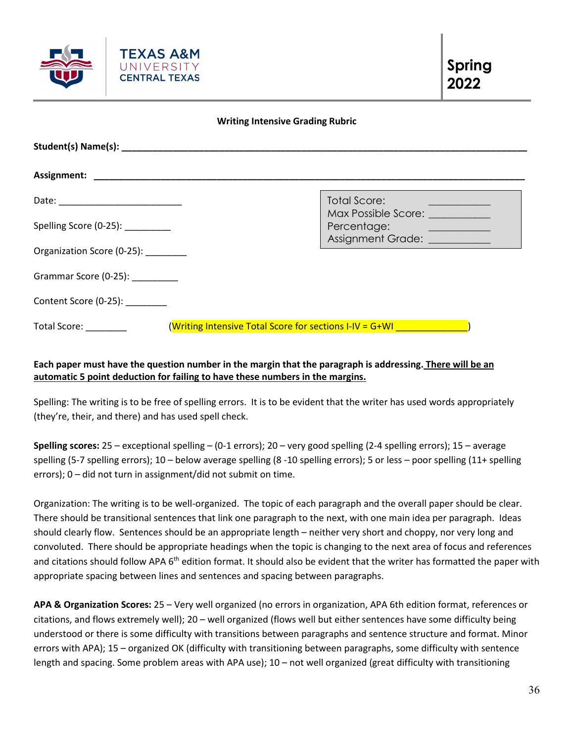Texas A&M University Central Texas

Spring 2022

**Writing Intensive Grading Rubric**

**Student(s) Name(s):** ______________________________________________________________

**Assignment:** ______________________________________________________________

Date: ________________________

Spelling Score (0-25): _________

Organization Score (0-25): ________

Grammar Score (0-25): _________

Content Score (0-25): ________

Total Score: ________ (Writing Intensive Total Score for sections I-IV = G+WI ______________)

| | |
|---|---|
| Total Score: | ___________ |
| Max Possible Score: | ___________ |
| Percentage: | ___________ |
| Assignment Grade: | ___________ |

**Each paper must have the question number in the margin that the paragraph is addressing. There will be an automatic 5 point deduction for failing to have these numbers in the margins.**

Spelling: The writing is to be free of spelling errors. It is to be evident that the writer has used words appropriately (they're, their, and there) and has used spell check.

**Spelling scores:** 25 – exceptional spelling – (0-1 errors); 20 – very good spelling (2-4 spelling errors); 15 – average spelling (5-7 spelling errors); 10 – below average spelling (8 -10 spelling errors); 5 or less – poor spelling (11+ spelling errors); 0 – did not turn in assignment/did not submit on time.

Organization: The writing is to be well-organized. The topic of each paragraph and the overall paper should be clear. There should be transitional sentences that link one paragraph to the next, with one main idea per paragraph. Ideas should clearly flow. Sentences should be an appropriate length – neither very short and choppy, nor very long and convoluted. There should be appropriate headings when the topic is changing to the next area of focus and references and citations should follow APA 6th edition format. It should also be evident that the writer has formatted the paper with appropriate spacing between lines and sentences and spacing between paragraphs.

**APA & Organization Scores:** 25 – Very well organized (no errors in organization, APA 6th edition format, references or citations, and flows extremely well); 20 – well organized (flows well but either sentences have some difficulty being understood or there is some difficulty with transitions between paragraphs and sentence structure and format. Minor errors with APA); 15 – organized OK (difficulty with transitioning between paragraphs, some difficulty with sentence length and spacing. Some problem areas with APA use); 10 – not well organized (great difficulty with transitioning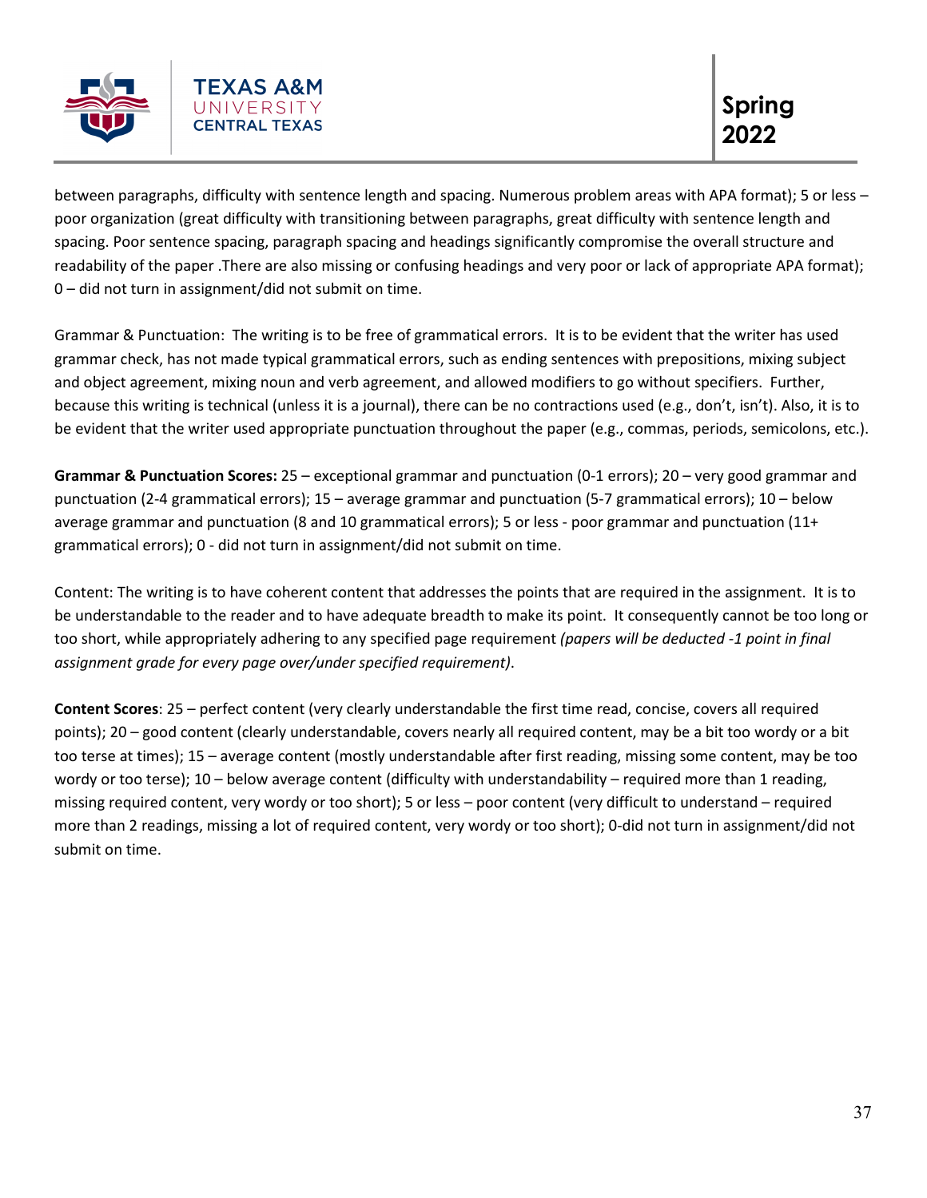between paragraphs, difficulty with sentence length and spacing. Numerous problem areas with APA format); 5 or less – poor organization (great difficulty with transitioning between paragraphs, great difficulty with sentence length and spacing. Poor sentence spacing, paragraph spacing and headings significantly compromise the overall structure and readability of the paper .There are also missing or confusing headings and very poor or lack of appropriate APA format); 0 – did not turn in assignment/did not submit on time.

Grammar & Punctuation: The writing is to be free of grammatical errors. It is to be evident that the writer has used grammar check, has not made typical grammatical errors, such as ending sentences with prepositions, mixing subject and object agreement, mixing noun and verb agreement, and allowed modifiers to go without specifiers. Further, because this writing is technical (unless it is a journal), there can be no contractions used (e.g., don't, isn't). Also, it is to be evident that the writer used appropriate punctuation throughout the paper (e.g., commas, periods, semicolons, etc.).

**Grammar & Punctuation Scores:** 25 – exceptional grammar and punctuation (0-1 errors); 20 – very good grammar and punctuation (2-4 grammatical errors); 15 – average grammar and punctuation (5-7 grammatical errors); 10 – below average grammar and punctuation (8 and 10 grammatical errors); 5 or less - poor grammar and punctuation (11+ grammatical errors); 0 - did not turn in assignment/did not submit on time.

Content: The writing is to have coherent content that addresses the points that are required in the assignment. It is to be understandable to the reader and to have adequate breadth to make its point. It consequently cannot be too long or too short, while appropriately adhering to any specified page requirement *(papers will be deducted -1 point in final assignment grade for every page over/under specified requirement)*.

**Content Scores**: 25 – perfect content (very clearly understandable the first time read, concise, covers all required points); 20 – good content (clearly understandable, covers nearly all required content, may be a bit too wordy or a bit too terse at times); 15 – average content (mostly understandable after first reading, missing some content, may be too wordy or too terse); 10 – below average content (difficulty with understandability – required more than 1 reading, missing required content, very wordy or too short); 5 or less – poor content (very difficult to understand – required more than 2 readings, missing a lot of required content, very wordy or too short); 0-did not turn in assignment/did not submit on time.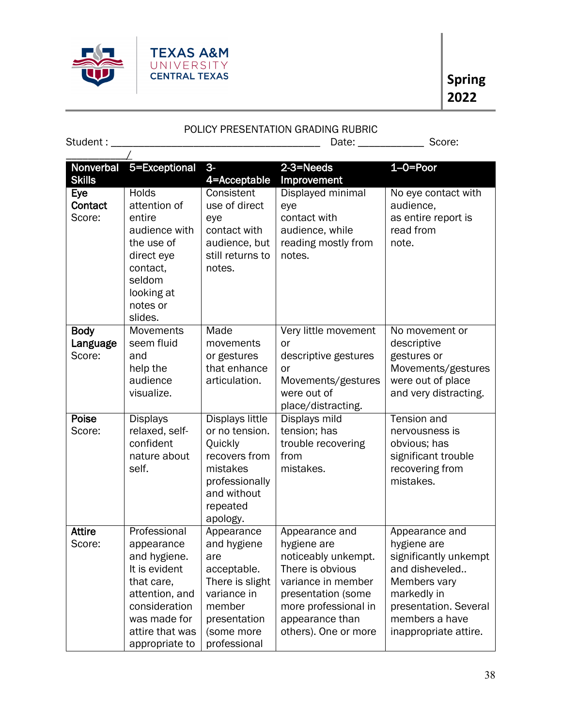TEXAS A&M UNIVERSITY CENTRAL TEXAS

**Spring 2022**

POLICY PRESENTATION GRADING RUBRIC

Student : ______________________________________ Date: ___________ Score: ___________/

| Nonverbal Skills | 5=Exceptional | 3-4=Acceptable | 2-3=Needs Improvement | 1–0=Poor |
|---|---|---|---|---|
| **Eye Contact** Score: | Holds attention of entire audience with the use of direct eye contact, seldom looking at notes or slides. | Consistent use of direct eye contact with audience, but still returns to notes. | Displayed minimal eye contact with audience, while reading mostly from notes. | No eye contact with audience, as entire report is read from note. |
| **Body Language** Score: | Movements seem fluid and help the audience visualize. | Made movements or gestures that enhance articulation. | Very little movement or descriptive gestures or Movements/gestures were out of place/distracting. | No movement or descriptive gestures or Movements/gestures were out of place and very distracting. |
| **Poise** Score: | Displays relaxed, self-confident nature about self. | Displays little or no tension. Quickly recovers from mistakes professionally and without repeated apology. | Displays mild tension; has trouble recovering from mistakes. | Tension and nervousness is obvious; has significant trouble recovering from mistakes. |
| **Attire** Score: | Professional appearance and hygiene. It is evident that care, attention, and consideration was made for attire that was appropriate to | Appearance and hygiene are acceptable. There is slight variance in member presentation (some more professional | Appearance and hygiene are noticeably unkempt. There is obvious variance in member presentation (some more professional in appearance than others). One or more | Appearance and hygiene are significantly unkempt and disheveled.. Members vary markedly in presentation. Several members a have inappropriate attire. |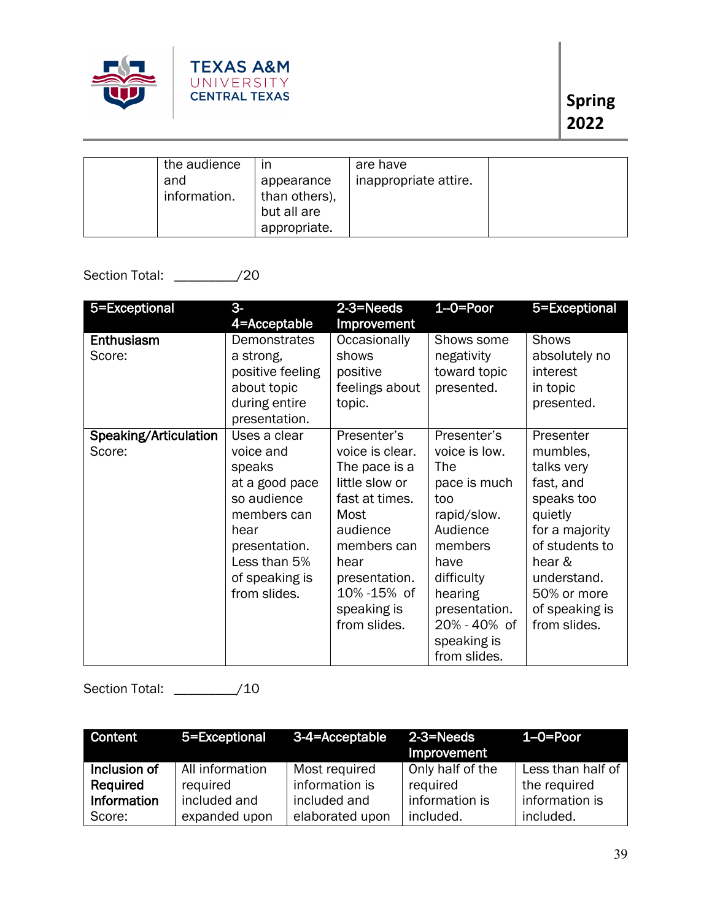| | the audience and information. | in appearance than others), but all are appropriate. | are have inappropriate attire. | |
|---|---|---|---|---|

Section Total: ________/20

| 5=Exceptional | 3-4=Acceptable | 2-3=Needs Improvement | 1–0=Poor | 5=Exceptional |
|---|---|---|---|---|
| **Enthusiasm** Score: | Demonstrates a strong, positive feeling about topic during entire presentation. | Occasionally shows positive feelings about topic. | Shows some negativity toward topic presented. | Shows absolutely no interest in topic presented. |
| **Speaking/Articulation** Score: | Uses a clear voice and speaks at a good pace so audience members can hear presentation. Less than 5% of speaking is from slides. | Presenter's voice is clear. The pace is a little slow or fast at times. Most audience members can hear presentation. 10% -15% of speaking is from slides. | Presenter's voice is low. The pace is much too rapid/slow. Audience members have difficulty hearing presentation. 20% - 40% of speaking is from slides. | Presenter mumbles, talks very fast, and speaks too quietly for a majority of students to hear & understand. 50% or more of speaking is from slides. |

Section Total: ________/10

| Content | 5=Exceptional | 3-4=Acceptable | 2-3=Needs Improvement | 1–0=Poor |
|---|---|---|---|---|
| **Inclusion of Required Information** Score: | All information required included and expanded upon | Most required information is included and elaborated upon | Only half of the required information is included. | Less than half of the required information is included. |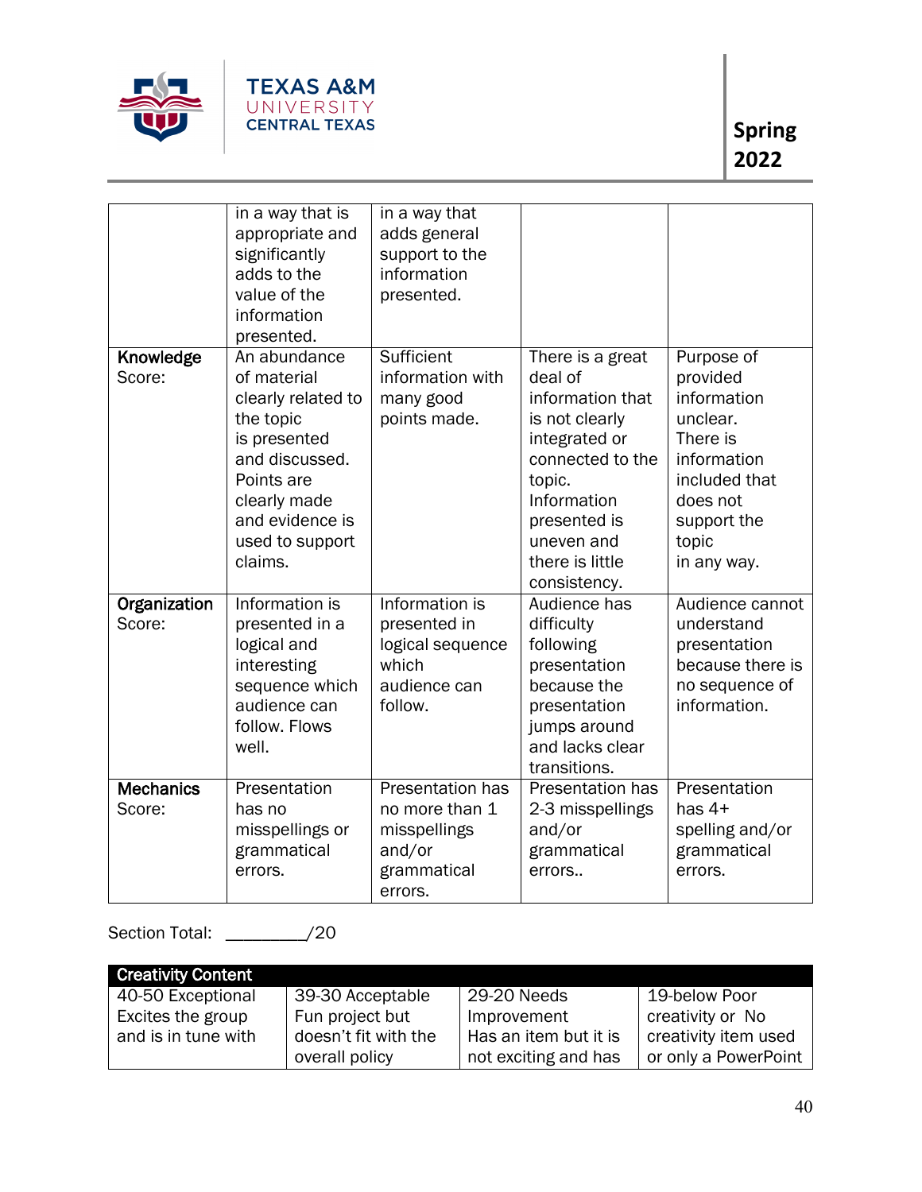|  | in a way that is appropriate and significantly adds to the value of the information presented. | in a way that adds general support to the information presented. |  |  |
|---|---|---|---|---|
| **Knowledge** Score: | An abundance of material clearly related to the topic is presented and discussed. Points are clearly made and evidence is used to support claims. | Sufficient information with many good points made. | There is a great deal of information that is not clearly integrated or connected to the topic. Information presented is uneven and there is little consistency. | Purpose of provided information unclear. There is information included that does not support the topic in any way. |
| **Organization** Score: | Information is presented in a logical and interesting sequence which audience can follow. Flows well. | Information is presented in logical sequence which audience can follow. | Audience has difficulty following presentation because the presentation jumps around and lacks clear transitions. | Audience cannot understand presentation because there is no sequence of information. |
| **Mechanics** Score: | Presentation has no misspellings or grammatical errors. | Presentation has no more than 1 misspellings and/or grammatical errors. | Presentation has 2-3 misspellings and/or grammatical errors.. | Presentation has 4+ spelling and/or grammatical errors. |

Section Total: ________/20

| Creativity Content | | | |
|---|---|---|---|
| 40-50 Exceptional Excites the group and is in tune with | 39-30 Acceptable Fun project but doesn't fit with the overall policy | 29-20 Needs Improvement Has an item but it is not exciting and has | 19-below Poor creativity or No creativity item used or only a PowerPoint |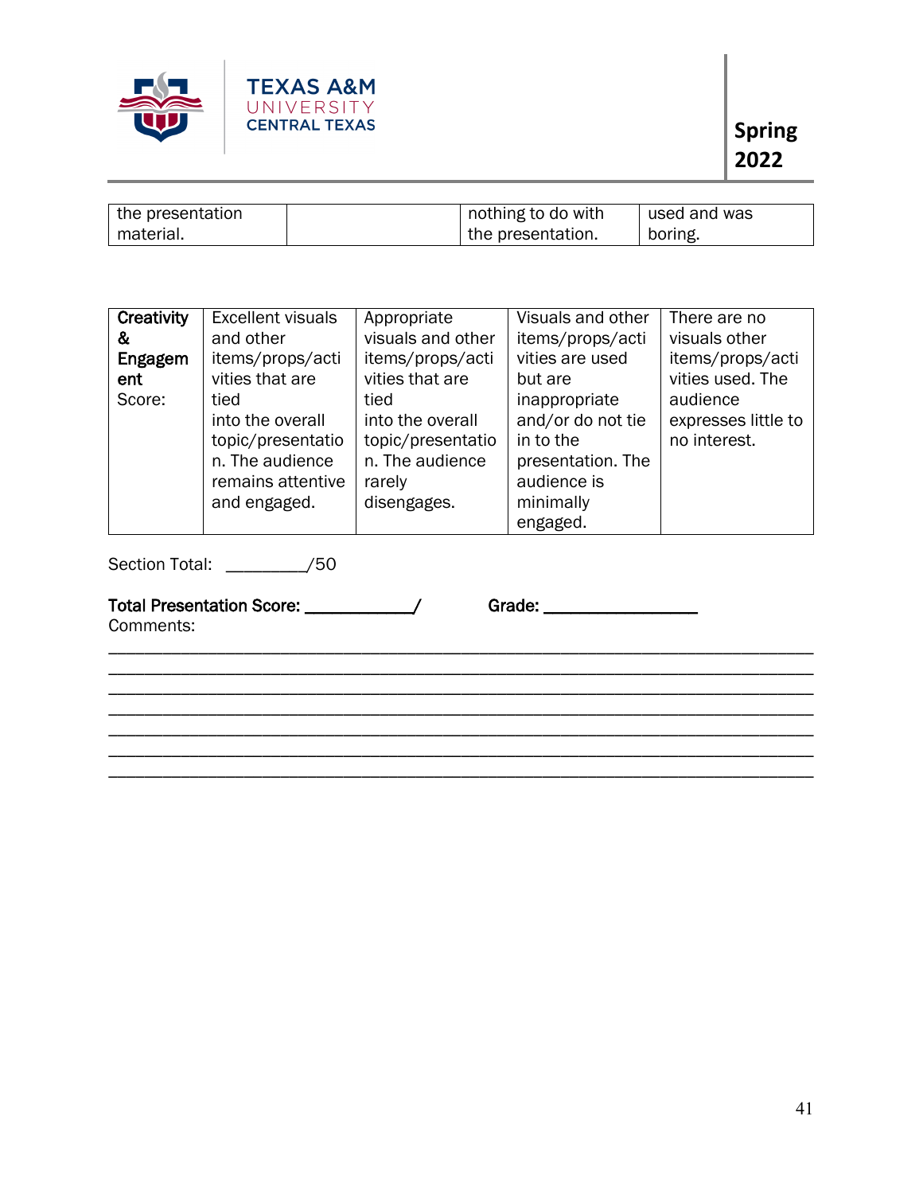| the presentation material. | | nothing to do with the presentation. | used and was boring. |
|---|---|---|---|

| **Creativity & Engagement** Score: | Excellent visuals and other items/props/activities that are tied into the overall topic/presentation. The audience remains attentive and engaged. | Appropriate visuals and other items/props/activities that are tied into the overall topic/presentation. The audience rarely disengages. | Visuals and other items/props/activities are used but are inappropriate and/or do not tie in to the presentation. The audience is minimally engaged. | There are no visuals other items/props/activities used. The audience expresses little to no interest. |
|---|---|---|---|---|

Section Total: ________/50

**Total Presentation Score: ___________/** **Grade: ________________**

Comments:

_______________________________________________________________________________
_______________________________________________________________________________
_______________________________________________________________________________
_______________________________________________________________________________
_______________________________________________________________________________
_______________________________________________________________________________
_______________________________________________________________________________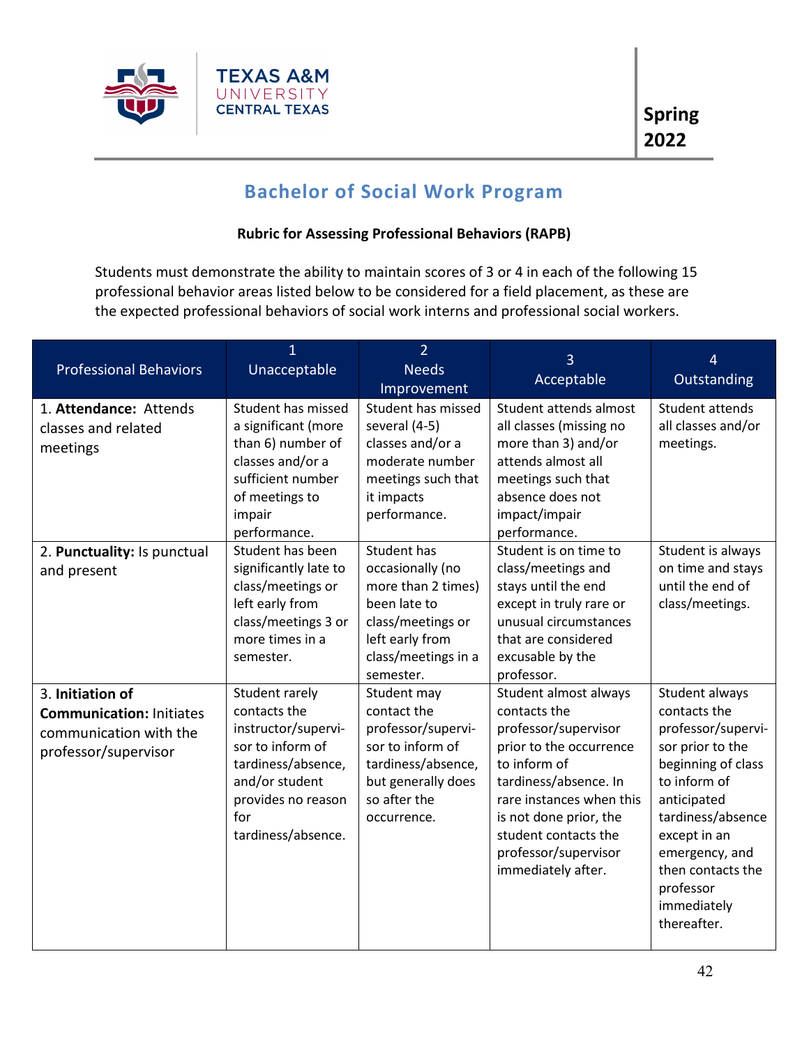Spring 2022

## Bachelor of Social Work Program

**Rubric for Assessing Professional Behaviors (RAPB)**

Students must demonstrate the ability to maintain scores of 3 or 4 in each of the following 15 professional behavior areas listed below to be considered for a field placement, as these are the expected professional behaviors of social work interns and professional social workers.

| Professional Behaviors | 1 Unacceptable | 2 Needs Improvement | 3 Acceptable | 4 Outstanding |
|---|---|---|---|---|
| 1. **Attendance:** Attends classes and related meetings | Student has missed a significant (more than 6) number of classes and/or a sufficient number of meetings to impair performance. | Student has missed several (4-5) classes and/or a moderate number meetings such that it impacts performance. | Student attends almost all classes (missing no more than 3) and/or attends almost all meetings such that absence does not impact/impair performance. | Student attends all classes and/or meetings. |
| 2. **Punctuality:** Is punctual and present | Student has been significantly late to class/meetings or left early from class/meetings 3 or more times in a semester. | Student has occasionally (no more than 2 times) been late to class/meetings or left early from class/meetings in a semester. | Student is on time to class/meetings and stays until the end except in truly rare or unusual circumstances that are considered excusable by the professor. | Student is always on time and stays until the end of class/meetings. |
| 3. **Initiation of Communication:** Initiates communication with the professor/supervisor | Student rarely contacts the instructor/supervisor to inform of tardiness/absence, and/or student provides no reason for tardiness/absence. | Student may contact the professor/supervisor to inform of tardiness/absence, but generally does so after the occurrence. | Student almost always contacts the professor/supervisor prior to the occurrence to inform of tardiness/absence. In rare instances when this is not done prior, the student contacts the professor/supervisor immediately after. | Student always contacts the professor/supervisor prior to the beginning of class to inform of anticipated tardiness/absence except in an emergency, and then contacts the professor immediately thereafter. |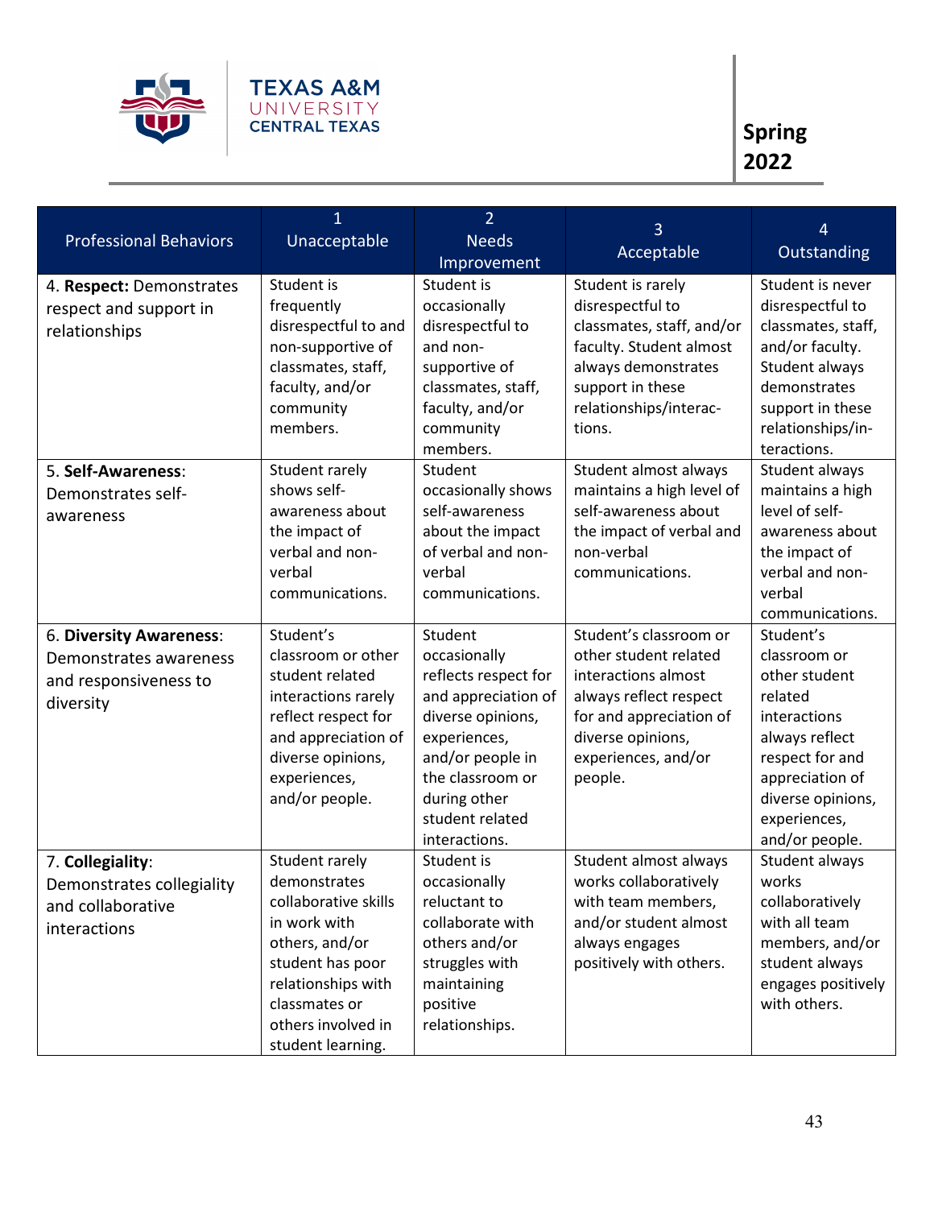| Professional Behaviors | 1<br>Unacceptable | 2<br>Needs Improvement | 3<br>Acceptable | 4<br>Outstanding |
|---|---|---|---|---|
| 4. **Respect:** Demonstrates respect and support in relationships | Student is frequently disrespectful to and non-supportive of classmates, staff, faculty, and/or community members. | Student is occasionally disrespectful to and non-supportive of classmates, staff, faculty, and/or community members. | Student is rarely disrespectful to classmates, staff, and/or faculty. Student almost always demonstrates support in these relationships/interactions. | Student is never disrespectful to classmates, staff, and/or faculty. Student always demonstrates support in these relationships/interactions. |
| 5. **Self-Awareness**: Demonstrates self-awareness | Student rarely shows self-awareness about the impact of verbal and non-verbal communications. | Student occasionally shows self-awareness about the impact of verbal and non-verbal communications. | Student almost always maintains a high level of self-awareness about the impact of verbal and non-verbal communications. | Student always maintains a high level of self-awareness about the impact of verbal and non-verbal communications. |
| 6. **Diversity Awareness**: Demonstrates awareness and responsiveness to diversity | Student's classroom or other student related interactions rarely reflect respect for and appreciation of diverse opinions, experiences, and/or people. | Student occasionally reflects respect for and appreciation of diverse opinions, experiences, and/or people in the classroom or during other student related interactions. | Student's classroom or other student related interactions almost always reflect respect for and appreciation of diverse opinions, experiences, and/or people. | Student's classroom or other student related interactions always reflect respect for and appreciation of diverse opinions, experiences, and/or people. |
| 7. **Collegiality**: Demonstrates collegiality and collaborative interactions | Student rarely demonstrates collaborative skills in work with others, and/or student has poor relationships with classmates or others involved in student learning. | Student is occasionally reluctant to collaborate with others and/or struggles with maintaining positive relationships. | Student almost always works collaboratively with team members, and/or student almost always engages positively with others. | Student always works collaboratively with all team members, and/or student always engages positively with others. |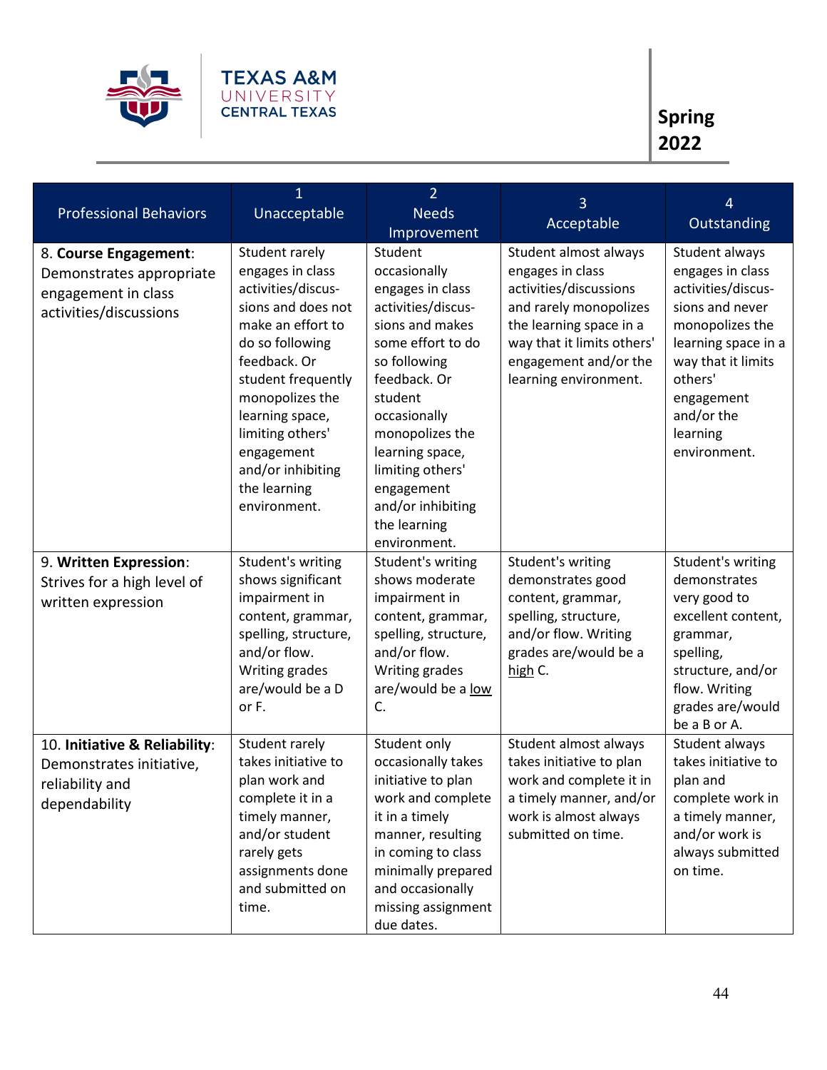| Professional Behaviors | 1 Unacceptable | 2 Needs Improvement | 3 Acceptable | 4 Outstanding |
|---|---|---|---|---|
| 8. **Course Engagement**: Demonstrates appropriate engagement in class activities/discussions | Student rarely engages in class activities/discussions and does not make an effort to do so following feedback. Or student frequently monopolizes the learning space, limiting others' engagement and/or inhibiting the learning environment. | Student occasionally engages in class activities/discussions and makes some effort to do so following feedback. Or student occasionally monopolizes the learning space, limiting others' engagement and/or inhibiting the learning environment. | Student almost always engages in class activities/discussions and rarely monopolizes the learning space in a way that it limits others' engagement and/or the learning environment. | Student always engages in class activities/discussions and never monopolizes the learning space in a way that it limits others' engagement and/or the learning environment. |
| 9. **Written Expression**: Strives for a high level of written expression | Student's writing shows significant impairment in content, grammar, spelling, structure, and/or flow. Writing grades are/would be a D or F. | Student's writing shows moderate impairment in content, grammar, spelling, structure, and/or flow. Writing grades are/would be a <u>low</u> C. | Student's writing demonstrates good content, grammar, spelling, structure, and/or flow. Writing grades are/would be a <u>high</u> C. | Student's writing demonstrates very good to excellent content, grammar, spelling, structure, and/or flow. Writing grades are/would be a B or A. |
| 10. **Initiative & Reliability**: Demonstrates initiative, reliability and dependability | Student rarely takes initiative to plan work and complete it in a timely manner, and/or student rarely gets assignments done and submitted on time. | Student only occasionally takes initiative to plan work and complete it in a timely manner, resulting in coming to class minimally prepared and occasionally missing assignment due dates. | Student almost always takes initiative to plan work and complete it in a timely manner, and/or work is almost always submitted on time. | Student always takes initiative to plan and complete work in a timely manner, and/or work is always submitted on time. |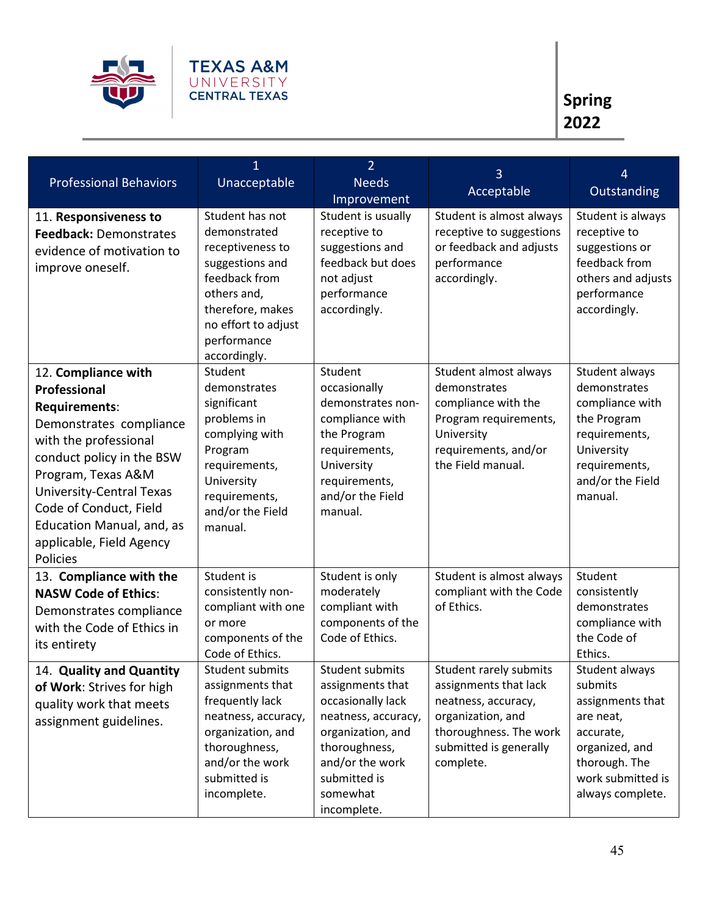| Professional Behaviors | 1<br>Unacceptable | 2<br>Needs Improvement | 3<br>Acceptable | 4<br>Outstanding |
|---|---|---|---|---|
| 11. **Responsiveness to Feedback:** Demonstrates evidence of motivation to improve oneself. | Student has not demonstrated receptiveness to suggestions and feedback from others and, therefore, makes no effort to adjust performance accordingly. | Student is usually receptive to suggestions and feedback but does not adjust performance accordingly. | Student is almost always receptive to suggestions or feedback and adjusts performance accordingly. | Student is always receptive to suggestions or feedback from others and adjusts performance accordingly. |
| 12. **Compliance with Professional Requirements**: Demonstrates compliance with the professional conduct policy in the BSW Program, Texas A&M University-Central Texas Code of Conduct, Field Education Manual, and, as applicable, Field Agency Policies | Student demonstrates significant problems in complying with Program requirements, University requirements, and/or the Field manual. | Student occasionally demonstrates non-compliance with the Program requirements, University requirements, and/or the Field manual. | Student almost always demonstrates compliance with the Program requirements, University requirements, and/or the Field manual. | Student always demonstrates compliance with the Program requirements, University requirements, and/or the Field manual. |
| 13. **Compliance with the NASW Code of Ethics**: Demonstrates compliance with the Code of Ethics in its entirety | Student is consistently non-compliant with one or more components of the Code of Ethics. | Student is only moderately compliant with components of the Code of Ethics. | Student is almost always compliant with the Code of Ethics. | Student consistently demonstrates compliance with the Code of Ethics. |
| 14. **Quality and Quantity of Work**: Strives for high quality work that meets assignment guidelines. | Student submits assignments that frequently lack neatness, accuracy, organization, and thoroughness, and/or the work submitted is incomplete. | Student submits assignments that occasionally lack neatness, accuracy, organization, and thoroughness, and/or the work submitted is somewhat incomplete. | Student rarely submits assignments that lack neatness, accuracy, organization, and thoroughness. The work submitted is generally complete. | Student always submits assignments that are neat, accurate, organized, and thorough. The work submitted is always complete. |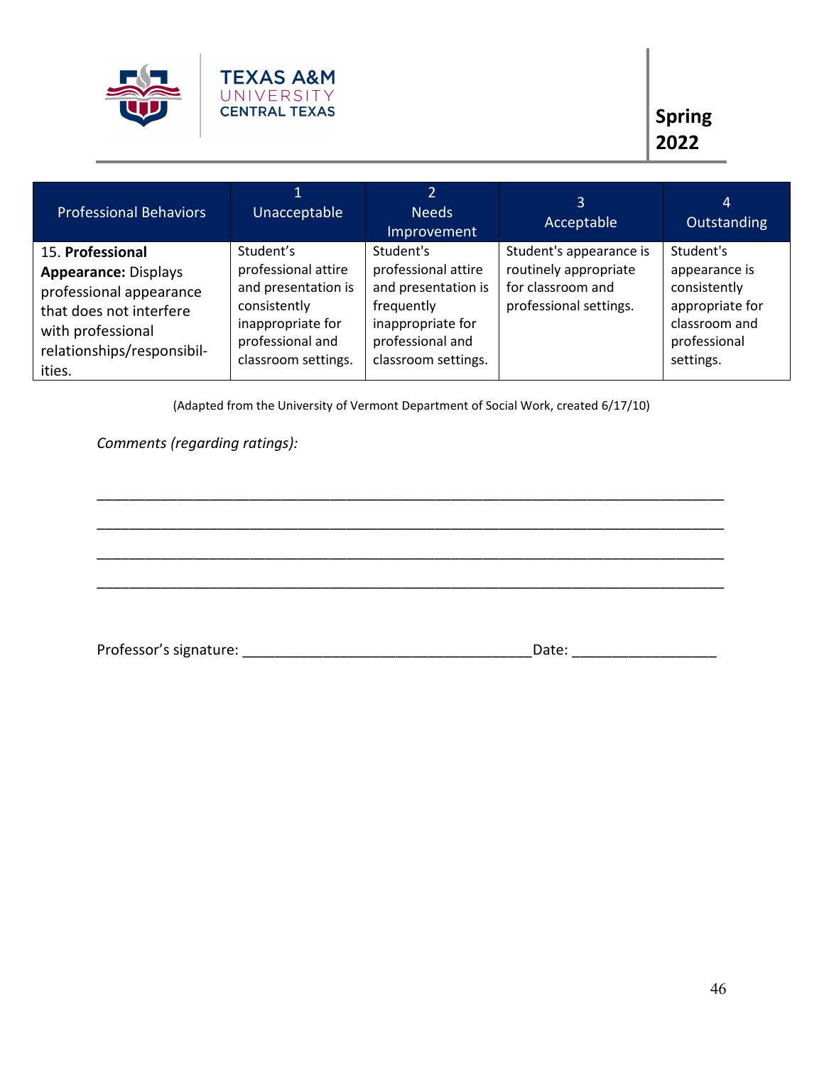| Professional Behaviors | 1<br>Unacceptable | 2<br>Needs Improvement | 3<br>Acceptable | 4<br>Outstanding |
|---|---|---|---|---|
| 15. **Professional Appearance:** Displays professional appearance that does not interfere with professional relationships/responsibil-ities. | Student's professional attire and presentation is consistently inappropriate for professional and classroom settings. | Student's professional attire and presentation is frequently inappropriate for professional and classroom settings. | Student's appearance is routinely appropriate for classroom and professional settings. | Student's appearance is consistently appropriate for classroom and professional settings. |

(Adapted from the University of Vermont Department of Social Work, created 6/17/10)

*Comments (regarding ratings):*

_______________________________________________________________________________

_______________________________________________________________________________

_______________________________________________________________________________

_______________________________________________________________________________

Professor's signature: ____________________________________Date: _________________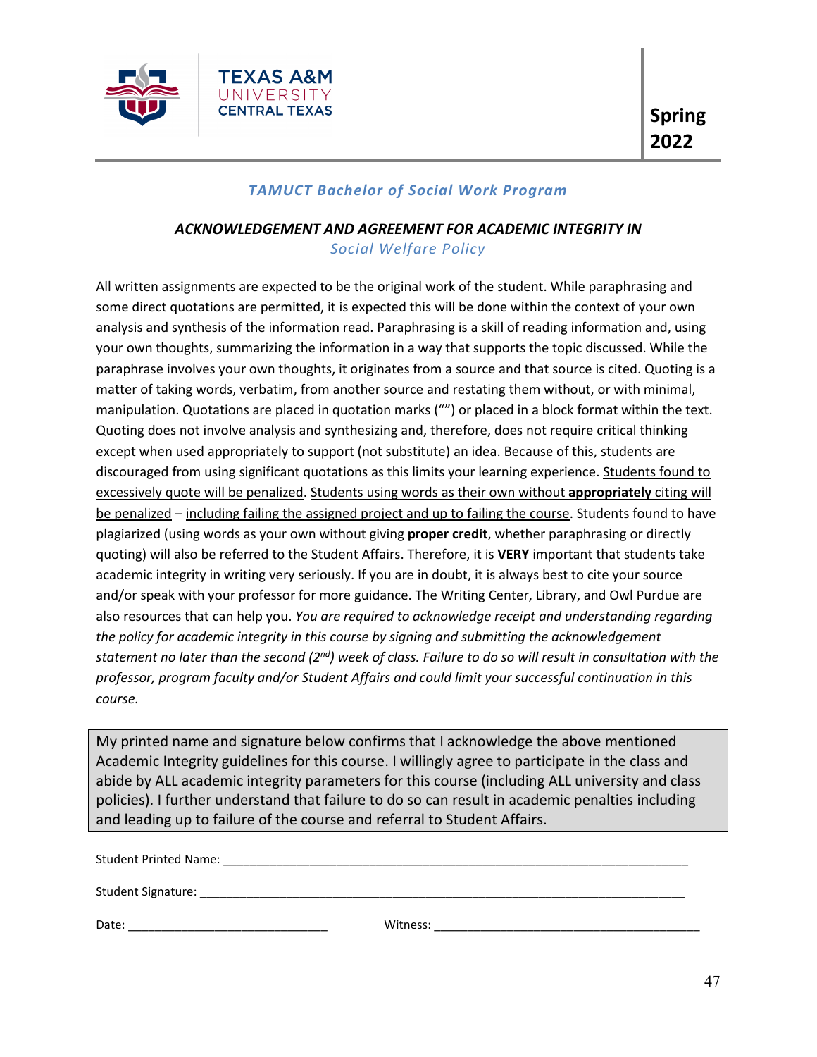TEXAS A&M UNIVERSITY CENTRAL TEXAS

**Spring 2022**

### *TAMUCT Bachelor of Social Work Program*

## *ACKNOWLEDGEMENT AND AGREEMENT FOR ACADEMIC INTEGRITY IN Social Welfare Policy*

All written assignments are expected to be the original work of the student. While paraphrasing and some direct quotations are permitted, it is expected this will be done within the context of your own analysis and synthesis of the information read. Paraphrasing is a skill of reading information and, using your own thoughts, summarizing the information in a way that supports the topic discussed. While the paraphrase involves your own thoughts, it originates from a source and that source is cited. Quoting is a matter of taking words, verbatim, from another source and restating them without, or with minimal, manipulation. Quotations are placed in quotation marks ("") or placed in a block format within the text. Quoting does not involve analysis and synthesizing and, therefore, does not require critical thinking except when used appropriately to support (not substitute) an idea. Because of this, students are discouraged from using significant quotations as this limits your learning experience. <u>Students found to excessively quote will be penalized</u>. <u>Students using words as their own without **appropriately** citing will be penalized</u> – <u>including failing the assigned project and up to failing the course</u>. Students found to have plagiarized (using words as your own without giving **proper credit**, whether paraphrasing or directly quoting) will also be referred to the Student Affairs. Therefore, it is **VERY** important that students take academic integrity in writing very seriously. If you are in doubt, it is always best to cite your source and/or speak with your professor for more guidance. The Writing Center, Library, and Owl Purdue are also resources that can help you. *You are required to acknowledge receipt and understanding regarding the policy for academic integrity in this course by signing and submitting the acknowledgement statement no later than the second (2nd) week of class. Failure to do so will result in consultation with the professor, program faculty and/or Student Affairs and could limit your successful continuation in this course.*

My printed name and signature below confirms that I acknowledge the above mentioned Academic Integrity guidelines for this course. I willingly agree to participate in the class and abide by ALL academic integrity parameters for this course (including ALL university and class policies). I further understand that failure to do so can result in academic penalties including and leading up to failure of the course and referral to Student Affairs.

Student Printed Name: ______________________________________________

Student Signature: ______________________________________________

Date: ____________________ Witness: ____________________________